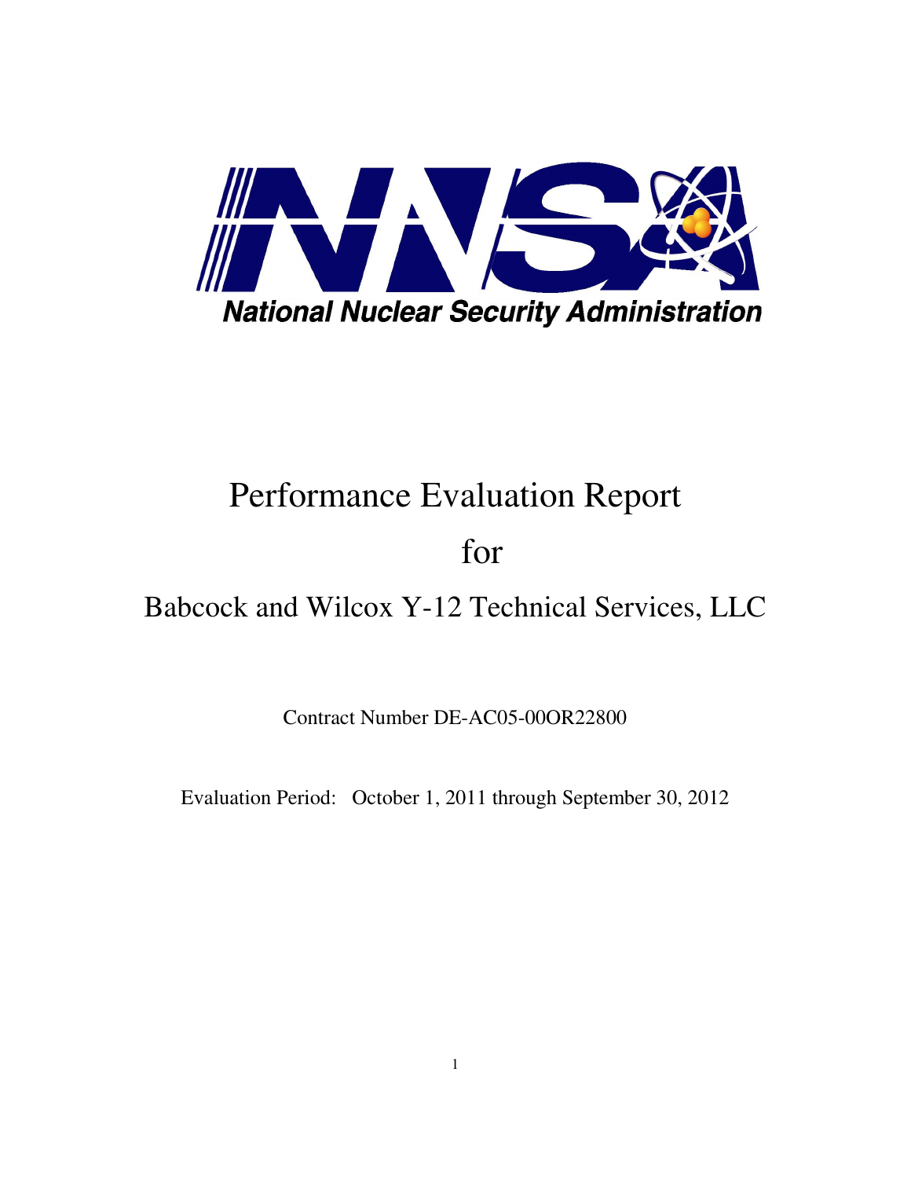National Nuclear Security Administration

# Performance Evaluation Report

# for

# Babcock and Wilcox Y-12 Technical Services, LLC

Contract Number DE-AC05-00OR22800

Evaluation Period: October 1, 2011 through September 30, 2012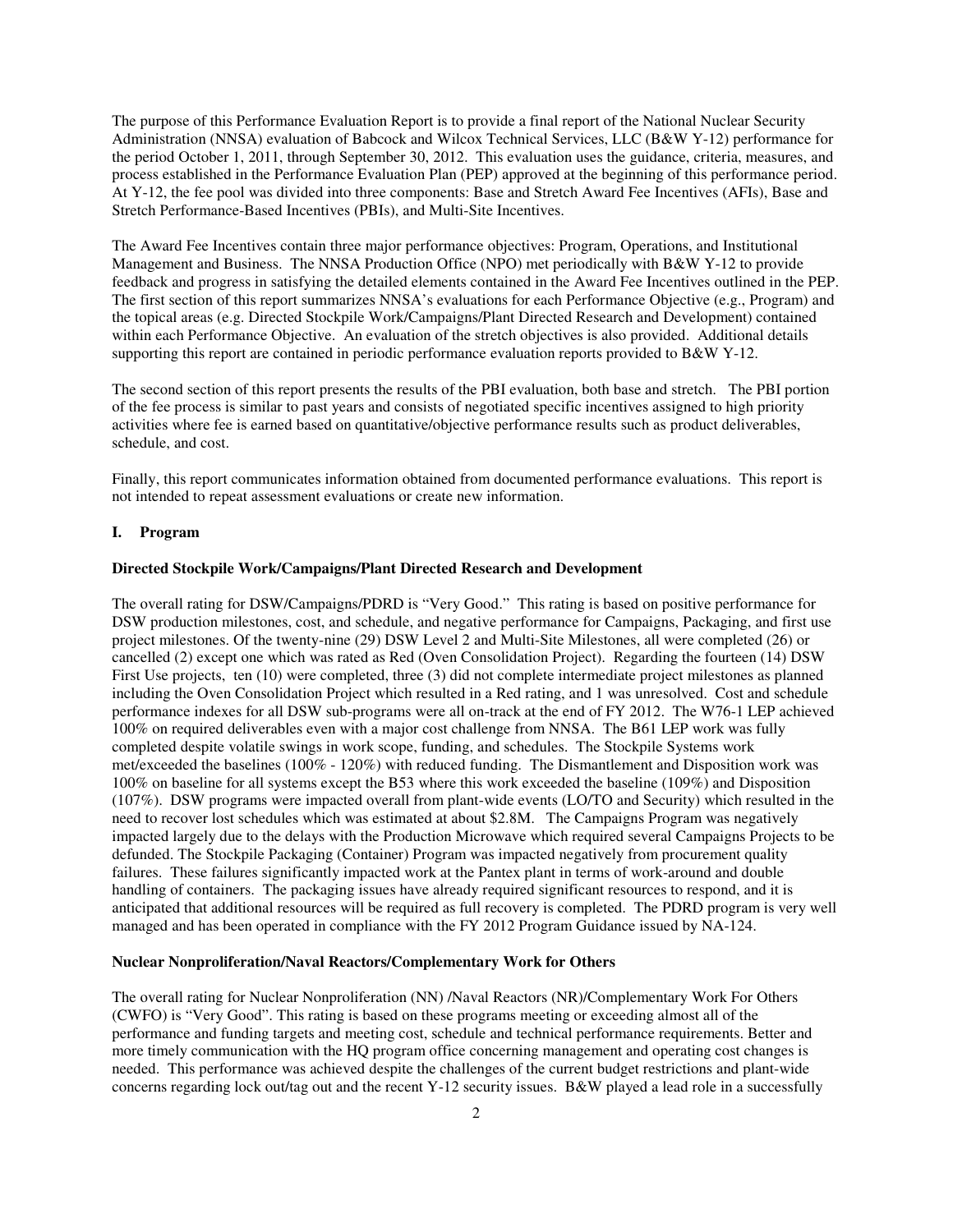The purpose of this Performance Evaluation Report is to provide a final report of the National Nuclear Security Administration (NNSA) evaluation of Babcock and Wilcox Technical Services, LLC (B&W Y-12) performance for the period October 1, 2011, through September 30, 2012. This evaluation uses the guidance, criteria, measures, and process established in the Performance Evaluation Plan (PEP) approved at the beginning of this performance period. At Y-12, the fee pool was divided into three components: Base and Stretch Award Fee Incentives (AFIs), Base and Stretch Performance-Based Incentives (PBIs), and Multi-Site Incentives.

The Award Fee Incentives contain three major performance objectives: Program, Operations, and Institutional Management and Business. The NNSA Production Office (NPO) met periodically with B&W Y-12 to provide feedback and progress in satisfying the detailed elements contained in the Award Fee Incentives outlined in the PEP. The first section of this report summarizes NNSA's evaluations for each Performance Objective (e.g., Program) and the topical areas (e.g. Directed Stockpile Work/Campaigns/Plant Directed Research and Development) contained within each Performance Objective. An evaluation of the stretch objectives is also provided. Additional details supporting this report are contained in periodic performance evaluation reports provided to B&W Y-12.

The second section of this report presents the results of the PBI evaluation, both base and stretch. The PBI portion of the fee process is similar to past years and consists of negotiated specific incentives assigned to high priority activities where fee is earned based on quantitative/objective performance results such as product deliverables, schedule, and cost.

Finally, this report communicates information obtained from documented performance evaluations. This report is not intended to repeat assessment evaluations or create new information.

## I. Program

### Directed Stockpile Work/Campaigns/Plant Directed Research and Development

The overall rating for DSW/Campaigns/PDRD is "Very Good." This rating is based on positive performance for DSW production milestones, cost, and schedule, and negative performance for Campaigns, Packaging, and first use project milestones. Of the twenty-nine (29) DSW Level 2 and Multi-Site Milestones, all were completed (26) or cancelled (2) except one which was rated as Red (Oven Consolidation Project). Regarding the fourteen (14) DSW First Use projects, ten (10) were completed, three (3) did not complete intermediate project milestones as planned including the Oven Consolidation Project which resulted in a Red rating, and 1 was unresolved. Cost and schedule performance indexes for all DSW sub-programs were all on-track at the end of FY 2012. The W76-1 LEP achieved 100% on required deliverables even with a major cost challenge from NNSA. The B61 LEP work was fully completed despite volatile swings in work scope, funding, and schedules. The Stockpile Systems work met/exceeded the baselines (100% - 120%) with reduced funding. The Dismantlement and Disposition work was 100% on baseline for all systems except the B53 where this work exceeded the baseline (109%) and Disposition (107%). DSW programs were impacted overall from plant-wide events (LO/TO and Security) which resulted in the need to recover lost schedules which was estimated at about $2.8M. The Campaigns Program was negatively impacted largely due to the delays with the Production Microwave which required several Campaigns Projects to be defunded. The Stockpile Packaging (Container) Program was impacted negatively from procurement quality failures. These failures significantly impacted work at the Pantex plant in terms of work-around and double handling of containers. The packaging issues have already required significant resources to respond, and it is anticipated that additional resources will be required as full recovery is completed. The PDRD program is very well managed and has been operated in compliance with the FY 2012 Program Guidance issued by NA-124.

### Nuclear Nonproliferation/Naval Reactors/Complementary Work for Others

The overall rating for Nuclear Nonproliferation (NN) /Naval Reactors (NR)/Complementary Work For Others (CWFO) is "Very Good". This rating is based on these programs meeting or exceeding almost all of the performance and funding targets and meeting cost, schedule and technical performance requirements. Better and more timely communication with the HQ program office concerning management and operating cost changes is needed. This performance was achieved despite the challenges of the current budget restrictions and plant-wide concerns regarding lock out/tag out and the recent Y-12 security issues. B&W played a lead role in a successfully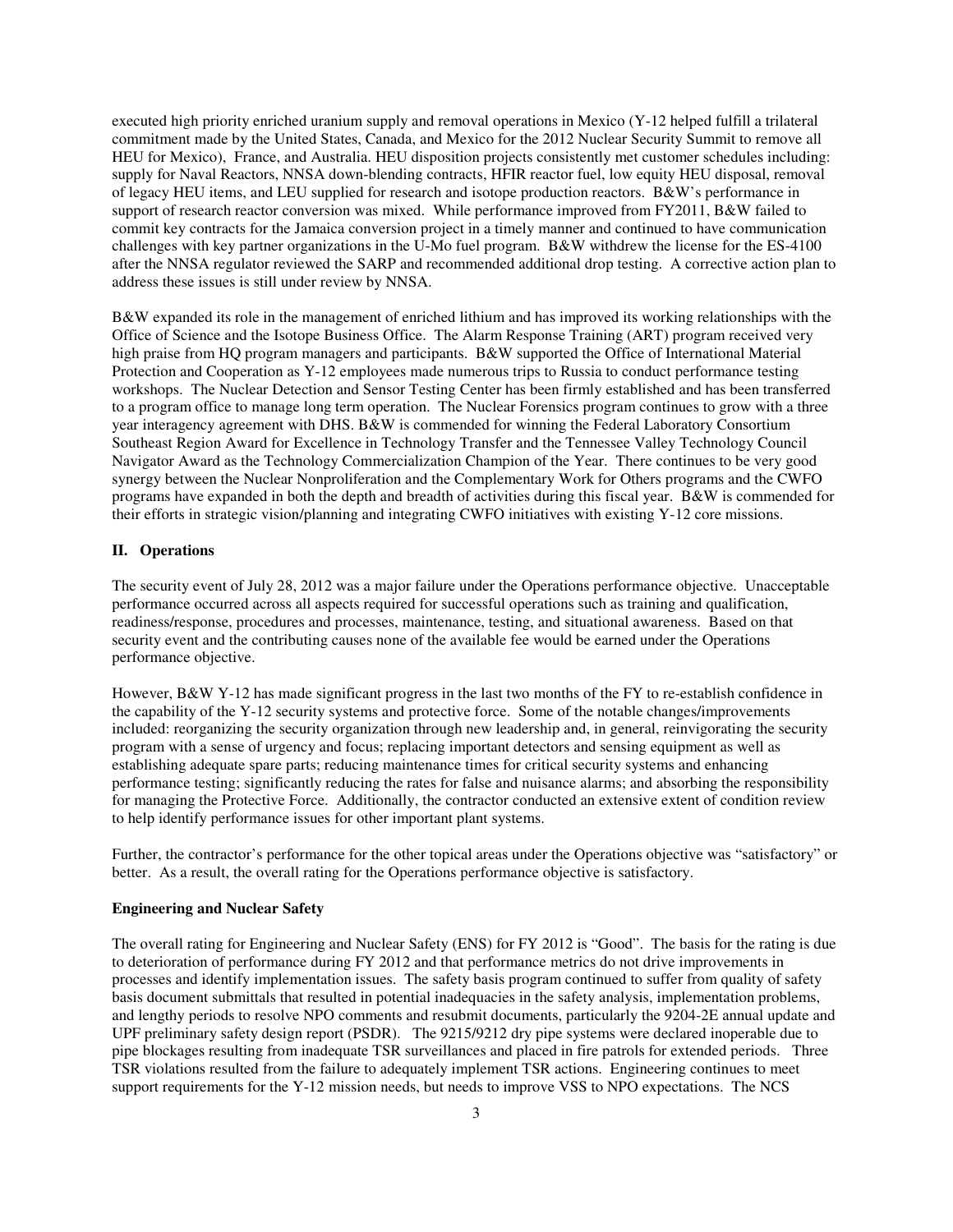executed high priority enriched uranium supply and removal operations in Mexico (Y-12 helped fulfill a trilateral commitment made by the United States, Canada, and Mexico for the 2012 Nuclear Security Summit to remove all HEU for Mexico), France, and Australia. HEU disposition projects consistently met customer schedules including: supply for Naval Reactors, NNSA down-blending contracts, HFIR reactor fuel, low equity HEU disposal, removal of legacy HEU items, and LEU supplied for research and isotope production reactors. B&W's performance in support of research reactor conversion was mixed. While performance improved from FY2011, B&W failed to commit key contracts for the Jamaica conversion project in a timely manner and continued to have communication challenges with key partner organizations in the U-Mo fuel program. B&W withdrew the license for the ES-4100 after the NNSA regulator reviewed the SARP and recommended additional drop testing. A corrective action plan to address these issues is still under review by NNSA.

B&W expanded its role in the management of enriched lithium and has improved its working relationships with the Office of Science and the Isotope Business Office. The Alarm Response Training (ART) program received very high praise from HQ program managers and participants. B&W supported the Office of International Material Protection and Cooperation as Y-12 employees made numerous trips to Russia to conduct performance testing workshops. The Nuclear Detection and Sensor Testing Center has been firmly established and has been transferred to a program office to manage long term operation. The Nuclear Forensics program continues to grow with a three year interagency agreement with DHS. B&W is commended for winning the Federal Laboratory Consortium Southeast Region Award for Excellence in Technology Transfer and the Tennessee Valley Technology Council Navigator Award as the Technology Commercialization Champion of the Year. There continues to be very good synergy between the Nuclear Nonproliferation and the Complementary Work for Others programs and the CWFO programs have expanded in both the depth and breadth of activities during this fiscal year. B&W is commended for their efforts in strategic vision/planning and integrating CWFO initiatives with existing Y-12 core missions.

## II. Operations

The security event of July 28, 2012 was a major failure under the Operations performance objective. Unacceptable performance occurred across all aspects required for successful operations such as training and qualification, readiness/response, procedures and processes, maintenance, testing, and situational awareness. Based on that security event and the contributing causes none of the available fee would be earned under the Operations performance objective.

However, B&W Y-12 has made significant progress in the last two months of the FY to re-establish confidence in the capability of the Y-12 security systems and protective force. Some of the notable changes/improvements included: reorganizing the security organization through new leadership and, in general, reinvigorating the security program with a sense of urgency and focus; replacing important detectors and sensing equipment as well as establishing adequate spare parts; reducing maintenance times for critical security systems and enhancing performance testing; significantly reducing the rates for false and nuisance alarms; and absorbing the responsibility for managing the Protective Force. Additionally, the contractor conducted an extensive extent of condition review to help identify performance issues for other important plant systems.

Further, the contractor's performance for the other topical areas under the Operations objective was "satisfactory" or better. As a result, the overall rating for the Operations performance objective is satisfactory.

### Engineering and Nuclear Safety

The overall rating for Engineering and Nuclear Safety (ENS) for FY 2012 is "Good". The basis for the rating is due to deterioration of performance during FY 2012 and that performance metrics do not drive improvements in processes and identify implementation issues. The safety basis program continued to suffer from quality of safety basis document submittals that resulted in potential inadequacies in the safety analysis, implementation problems, and lengthy periods to resolve NPO comments and resubmit documents, particularly the 9204-2E annual update and UPF preliminary safety design report (PSDR). The 9215/9212 dry pipe systems were declared inoperable due to pipe blockages resulting from inadequate TSR surveillances and placed in fire patrols for extended periods. Three TSR violations resulted from the failure to adequately implement TSR actions. Engineering continues to meet support requirements for the Y-12 mission needs, but needs to improve VSS to NPO expectations. The NCS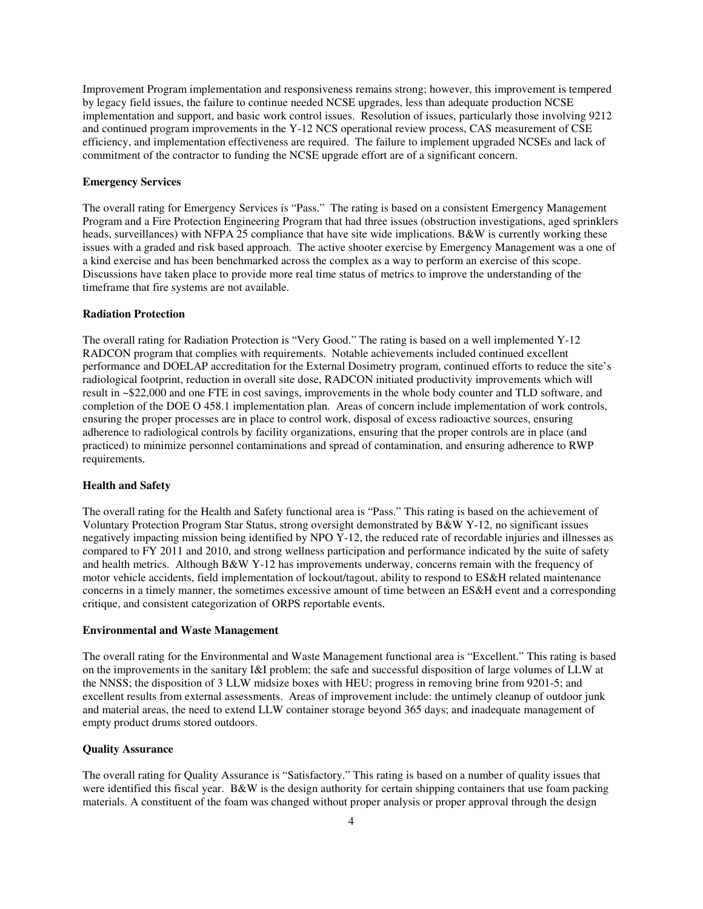Improvement Program implementation and responsiveness remains strong; however, this improvement is tempered by legacy field issues, the failure to continue needed NCSE upgrades, less than adequate production NCSE implementation and support, and basic work control issues. Resolution of issues, particularly those involving 9212 and continued program improvements in the Y-12 NCS operational review process, CAS measurement of CSE efficiency, and implementation effectiveness are required. The failure to implement upgraded NCSEs and lack of commitment of the contractor to funding the NCSE upgrade effort are of a significant concern.

**Emergency Services**

The overall rating for Emergency Services is "Pass." The rating is based on a consistent Emergency Management Program and a Fire Protection Engineering Program that had three issues (obstruction investigations, aged sprinklers heads, surveillances) with NFPA 25 compliance that have site wide implications. B&W is currently working these issues with a graded and risk based approach. The active shooter exercise by Emergency Management was a one of a kind exercise and has been benchmarked across the complex as a way to perform an exercise of this scope. Discussions have taken place to provide more real time status of metrics to improve the understanding of the timeframe that fire systems are not available.

**Radiation Protection**

The overall rating for Radiation Protection is "Very Good." The rating is based on a well implemented Y-12 RADCON program that complies with requirements. Notable achievements included continued excellent performance and DOELAP accreditation for the External Dosimetry program, continued efforts to reduce the site's radiological footprint, reduction in overall site dose, RADCON initiated productivity improvements which will result in ~$22,000 and one FTE in cost savings, improvements in the whole body counter and TLD software, and completion of the DOE O 458.1 implementation plan. Areas of concern include implementation of work controls, ensuring the proper processes are in place to control work, disposal of excess radioactive sources, ensuring adherence to radiological controls by facility organizations, ensuring that the proper controls are in place (and practiced) to minimize personnel contaminations and spread of contamination, and ensuring adherence to RWP requirements.

**Health and Safety**

The overall rating for the Health and Safety functional area is "Pass." This rating is based on the achievement of Voluntary Protection Program Star Status, strong oversight demonstrated by B&W Y-12, no significant issues negatively impacting mission being identified by NPO Y-12, the reduced rate of recordable injuries and illnesses as compared to FY 2011 and 2010, and strong wellness participation and performance indicated by the suite of safety and health metrics. Although B&W Y-12 has improvements underway, concerns remain with the frequency of motor vehicle accidents, field implementation of lockout/tagout, ability to respond to ES&H related maintenance concerns in a timely manner, the sometimes excessive amount of time between an ES&H event and a corresponding critique, and consistent categorization of ORPS reportable events.

**Environmental and Waste Management**

The overall rating for the Environmental and Waste Management functional area is "Excellent." This rating is based on the improvements in the sanitary I&I problem; the safe and successful disposition of large volumes of LLW at the NNSS; the disposition of 3 LLW midsize boxes with HEU; progress in removing brine from 9201-5; and excellent results from external assessments. Areas of improvement include: the untimely cleanup of outdoor junk and material areas, the need to extend LLW container storage beyond 365 days; and inadequate management of empty product drums stored outdoors.

**Quality Assurance**

The overall rating for Quality Assurance is "Satisfactory." This rating is based on a number of quality issues that were identified this fiscal year. B&W is the design authority for certain shipping containers that use foam packing materials. A constituent of the foam was changed without proper analysis or proper approval through the design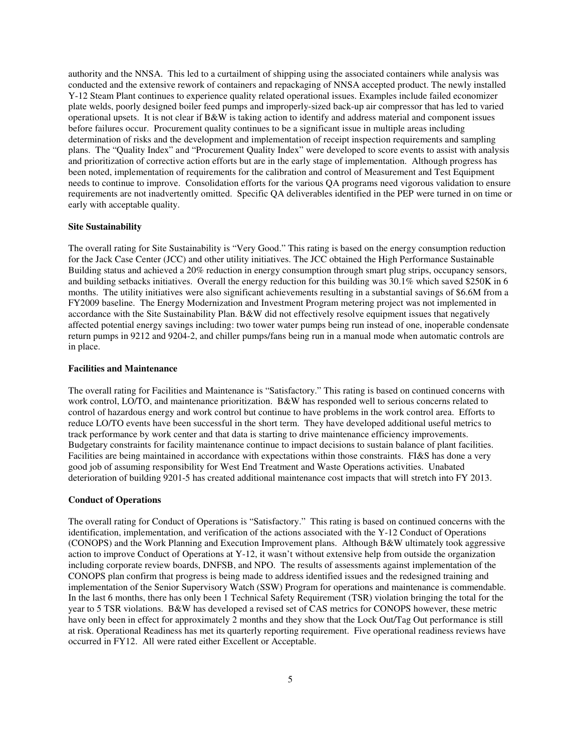authority and the NNSA. This led to a curtailment of shipping using the associated containers while analysis was conducted and the extensive rework of containers and repackaging of NNSA accepted product. The newly installed Y-12 Steam Plant continues to experience quality related operational issues. Examples include failed economizer plate welds, poorly designed boiler feed pumps and improperly-sized back-up air compressor that has led to varied operational upsets. It is not clear if B&W is taking action to identify and address material and component issues before failures occur. Procurement quality continues to be a significant issue in multiple areas including determination of risks and the development and implementation of receipt inspection requirements and sampling plans. The "Quality Index" and "Procurement Quality Index" were developed to score events to assist with analysis and prioritization of corrective action efforts but are in the early stage of implementation. Although progress has been noted, implementation of requirements for the calibration and control of Measurement and Test Equipment needs to continue to improve. Consolidation efforts for the various QA programs need vigorous validation to ensure requirements are not inadvertently omitted. Specific QA deliverables identified in the PEP were turned in on time or early with acceptable quality.

**Site Sustainability**

The overall rating for Site Sustainability is "Very Good." This rating is based on the energy consumption reduction for the Jack Case Center (JCC) and other utility initiatives. The JCC obtained the High Performance Sustainable Building status and achieved a 20% reduction in energy consumption through smart plug strips, occupancy sensors, and building setbacks initiatives. Overall the energy reduction for this building was 30.1% which saved $250K in 6 months. The utility initiatives were also significant achievements resulting in a substantial savings of $6.6M from a FY2009 baseline. The Energy Modernization and Investment Program metering project was not implemented in accordance with the Site Sustainability Plan. B&W did not effectively resolve equipment issues that negatively affected potential energy savings including: two tower water pumps being run instead of one, inoperable condensate return pumps in 9212 and 9204-2, and chiller pumps/fans being run in a manual mode when automatic controls are in place.

**Facilities and Maintenance**

The overall rating for Facilities and Maintenance is "Satisfactory." This rating is based on continued concerns with work control, LO/TO, and maintenance prioritization. B&W has responded well to serious concerns related to control of hazardous energy and work control but continue to have problems in the work control area. Efforts to reduce LO/TO events have been successful in the short term. They have developed additional useful metrics to track performance by work center and that data is starting to drive maintenance efficiency improvements. Budgetary constraints for facility maintenance continue to impact decisions to sustain balance of plant facilities. Facilities are being maintained in accordance with expectations within those constraints. FI&S has done a very good job of assuming responsibility for West End Treatment and Waste Operations activities. Unabated deterioration of building 9201-5 has created additional maintenance cost impacts that will stretch into FY 2013.

**Conduct of Operations**

The overall rating for Conduct of Operations is "Satisfactory." This rating is based on continued concerns with the identification, implementation, and verification of the actions associated with the Y-12 Conduct of Operations (CONOPS) and the Work Planning and Execution Improvement plans. Although B&W ultimately took aggressive action to improve Conduct of Operations at Y-12, it wasn't without extensive help from outside the organization including corporate review boards, DNFSB, and NPO. The results of assessments against implementation of the CONOPS plan confirm that progress is being made to address identified issues and the redesigned training and implementation of the Senior Supervisory Watch (SSW) Program for operations and maintenance is commendable. In the last 6 months, there has only been 1 Technical Safety Requirement (TSR) violation bringing the total for the year to 5 TSR violations. B&W has developed a revised set of CAS metrics for CONOPS however, these metric have only been in effect for approximately 2 months and they show that the Lock Out/Tag Out performance is still at risk. Operational Readiness has met its quarterly reporting requirement. Five operational readiness reviews have occurred in FY12. All were rated either Excellent or Acceptable.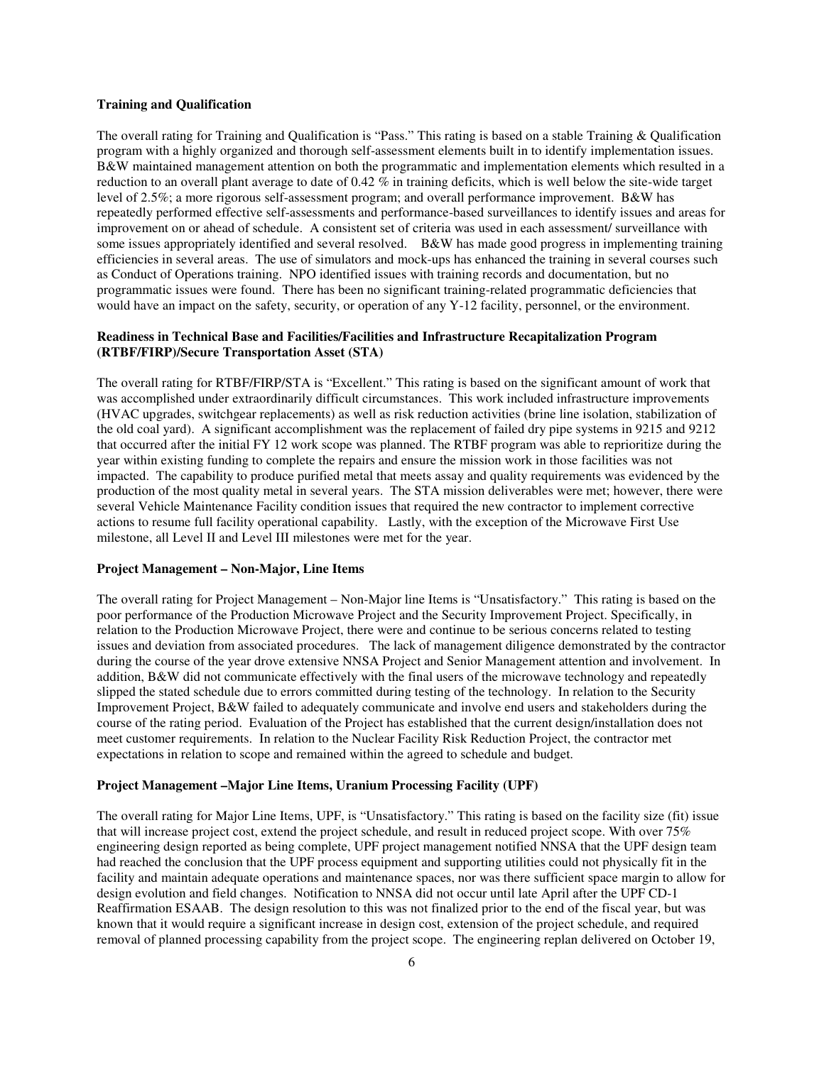**Training and Qualification**

The overall rating for Training and Qualification is "Pass." This rating is based on a stable Training & Qualification program with a highly organized and thorough self-assessment elements built in to identify implementation issues. B&W maintained management attention on both the programmatic and implementation elements which resulted in a reduction to an overall plant average to date of 0.42 % in training deficits, which is well below the site-wide target level of 2.5%; a more rigorous self-assessment program; and overall performance improvement. B&W has repeatedly performed effective self-assessments and performance-based surveillances to identify issues and areas for improvement on or ahead of schedule. A consistent set of criteria was used in each assessment/ surveillance with some issues appropriately identified and several resolved. B&W has made good progress in implementing training efficiencies in several areas. The use of simulators and mock-ups has enhanced the training in several courses such as Conduct of Operations training. NPO identified issues with training records and documentation, but no programmatic issues were found. There has been no significant training-related programmatic deficiencies that would have an impact on the safety, security, or operation of any Y-12 facility, personnel, or the environment.

**Readiness in Technical Base and Facilities/Facilities and Infrastructure Recapitalization Program (RTBF/FIRP)/Secure Transportation Asset (STA)**

The overall rating for RTBF/FIRP/STA is "Excellent." This rating is based on the significant amount of work that was accomplished under extraordinarily difficult circumstances. This work included infrastructure improvements (HVAC upgrades, switchgear replacements) as well as risk reduction activities (brine line isolation, stabilization of the old coal yard). A significant accomplishment was the replacement of failed dry pipe systems in 9215 and 9212 that occurred after the initial FY 12 work scope was planned. The RTBF program was able to reprioritize during the year within existing funding to complete the repairs and ensure the mission work in those facilities was not impacted. The capability to produce purified metal that meets assay and quality requirements was evidenced by the production of the most quality metal in several years. The STA mission deliverables were met; however, there were several Vehicle Maintenance Facility condition issues that required the new contractor to implement corrective actions to resume full facility operational capability. Lastly, with the exception of the Microwave First Use milestone, all Level II and Level III milestones were met for the year.

**Project Management – Non-Major, Line Items**

The overall rating for Project Management – Non-Major line Items is "Unsatisfactory." This rating is based on the poor performance of the Production Microwave Project and the Security Improvement Project. Specifically, in relation to the Production Microwave Project, there were and continue to be serious concerns related to testing issues and deviation from associated procedures. The lack of management diligence demonstrated by the contractor during the course of the year drove extensive NNSA Project and Senior Management attention and involvement. In addition, B&W did not communicate effectively with the final users of the microwave technology and repeatedly slipped the stated schedule due to errors committed during testing of the technology. In relation to the Security Improvement Project, B&W failed to adequately communicate and involve end users and stakeholders during the course of the rating period. Evaluation of the Project has established that the current design/installation does not meet customer requirements. In relation to the Nuclear Facility Risk Reduction Project, the contractor met expectations in relation to scope and remained within the agreed to schedule and budget.

**Project Management –Major Line Items, Uranium Processing Facility (UPF)**

The overall rating for Major Line Items, UPF, is "Unsatisfactory." This rating is based on the facility size (fit) issue that will increase project cost, extend the project schedule, and result in reduced project scope. With over 75% engineering design reported as being complete, UPF project management notified NNSA that the UPF design team had reached the conclusion that the UPF process equipment and supporting utilities could not physically fit in the facility and maintain adequate operations and maintenance spaces, nor was there sufficient space margin to allow for design evolution and field changes. Notification to NNSA did not occur until late April after the UPF CD-1 Reaffirmation ESAAB. The design resolution to this was not finalized prior to the end of the fiscal year, but was known that it would require a significant increase in design cost, extension of the project schedule, and required removal of planned processing capability from the project scope. The engineering replan delivered on October 19,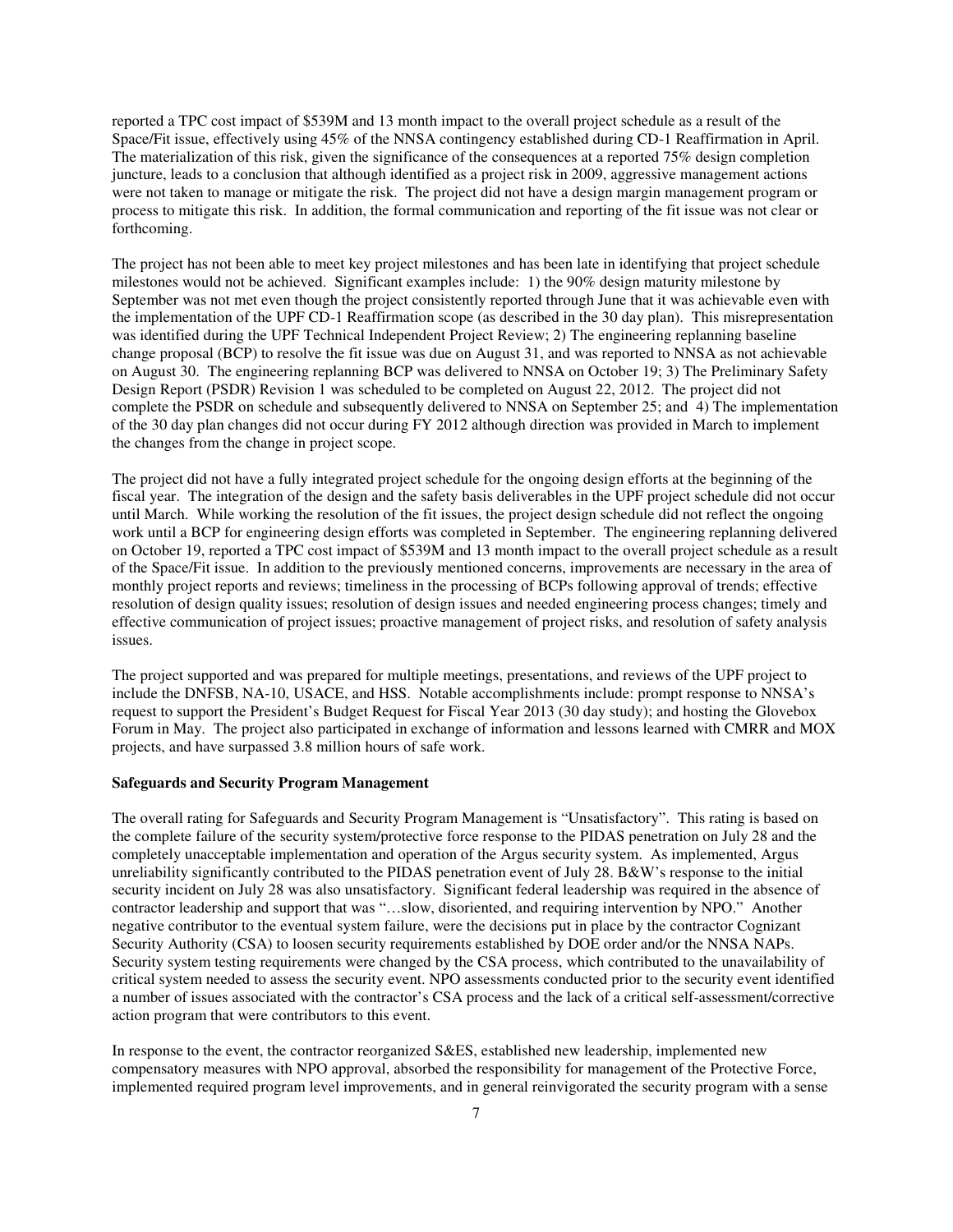reported a TPC cost impact of $539M and 13 month impact to the overall project schedule as a result of the Space/Fit issue, effectively using 45% of the NNSA contingency established during CD-1 Reaffirmation in April. The materialization of this risk, given the significance of the consequences at a reported 75% design completion juncture, leads to a conclusion that although identified as a project risk in 2009, aggressive management actions were not taken to manage or mitigate the risk. The project did not have a design margin management program or process to mitigate this risk. In addition, the formal communication and reporting of the fit issue was not clear or forthcoming.

The project has not been able to meet key project milestones and has been late in identifying that project schedule milestones would not be achieved. Significant examples include: 1) the 90% design maturity milestone by September was not met even though the project consistently reported through June that it was achievable even with the implementation of the UPF CD-1 Reaffirmation scope (as described in the 30 day plan). This misrepresentation was identified during the UPF Technical Independent Project Review; 2) The engineering replanning baseline change proposal (BCP) to resolve the fit issue was due on August 31, and was reported to NNSA as not achievable on August 30. The engineering replanning BCP was delivered to NNSA on October 19; 3) The Preliminary Safety Design Report (PSDR) Revision 1 was scheduled to be completed on August 22, 2012. The project did not complete the PSDR on schedule and subsequently delivered to NNSA on September 25; and 4) The implementation of the 30 day plan changes did not occur during FY 2012 although direction was provided in March to implement the changes from the change in project scope.

The project did not have a fully integrated project schedule for the ongoing design efforts at the beginning of the fiscal year. The integration of the design and the safety basis deliverables in the UPF project schedule did not occur until March. While working the resolution of the fit issues, the project design schedule did not reflect the ongoing work until a BCP for engineering design efforts was completed in September. The engineering replanning delivered on October 19, reported a TPC cost impact of $539M and 13 month impact to the overall project schedule as a result of the Space/Fit issue. In addition to the previously mentioned concerns, improvements are necessary in the area of monthly project reports and reviews; timeliness in the processing of BCPs following approval of trends; effective resolution of design quality issues; resolution of design issues and needed engineering process changes; timely and effective communication of project issues; proactive management of project risks, and resolution of safety analysis issues.

The project supported and was prepared for multiple meetings, presentations, and reviews of the UPF project to include the DNFSB, NA-10, USACE, and HSS. Notable accomplishments include: prompt response to NNSA's request to support the President's Budget Request for Fiscal Year 2013 (30 day study); and hosting the Glovebox Forum in May. The project also participated in exchange of information and lessons learned with CMRR and MOX projects, and have surpassed 3.8 million hours of safe work.

**Safeguards and Security Program Management**

The overall rating for Safeguards and Security Program Management is "Unsatisfactory". This rating is based on the complete failure of the security system/protective force response to the PIDAS penetration on July 28 and the completely unacceptable implementation and operation of the Argus security system. As implemented, Argus unreliability significantly contributed to the PIDAS penetration event of July 28. B&W's response to the initial security incident on July 28 was also unsatisfactory. Significant federal leadership was required in the absence of contractor leadership and support that was "…slow, disoriented, and requiring intervention by NPO." Another negative contributor to the eventual system failure, were the decisions put in place by the contractor Cognizant Security Authority (CSA) to loosen security requirements established by DOE order and/or the NNSA NAPs. Security system testing requirements were changed by the CSA process, which contributed to the unavailability of critical system needed to assess the security event. NPO assessments conducted prior to the security event identified a number of issues associated with the contractor's CSA process and the lack of a critical self-assessment/corrective action program that were contributors to this event.

In response to the event, the contractor reorganized S&ES, established new leadership, implemented new compensatory measures with NPO approval, absorbed the responsibility for management of the Protective Force, implemented required program level improvements, and in general reinvigorated the security program with a sense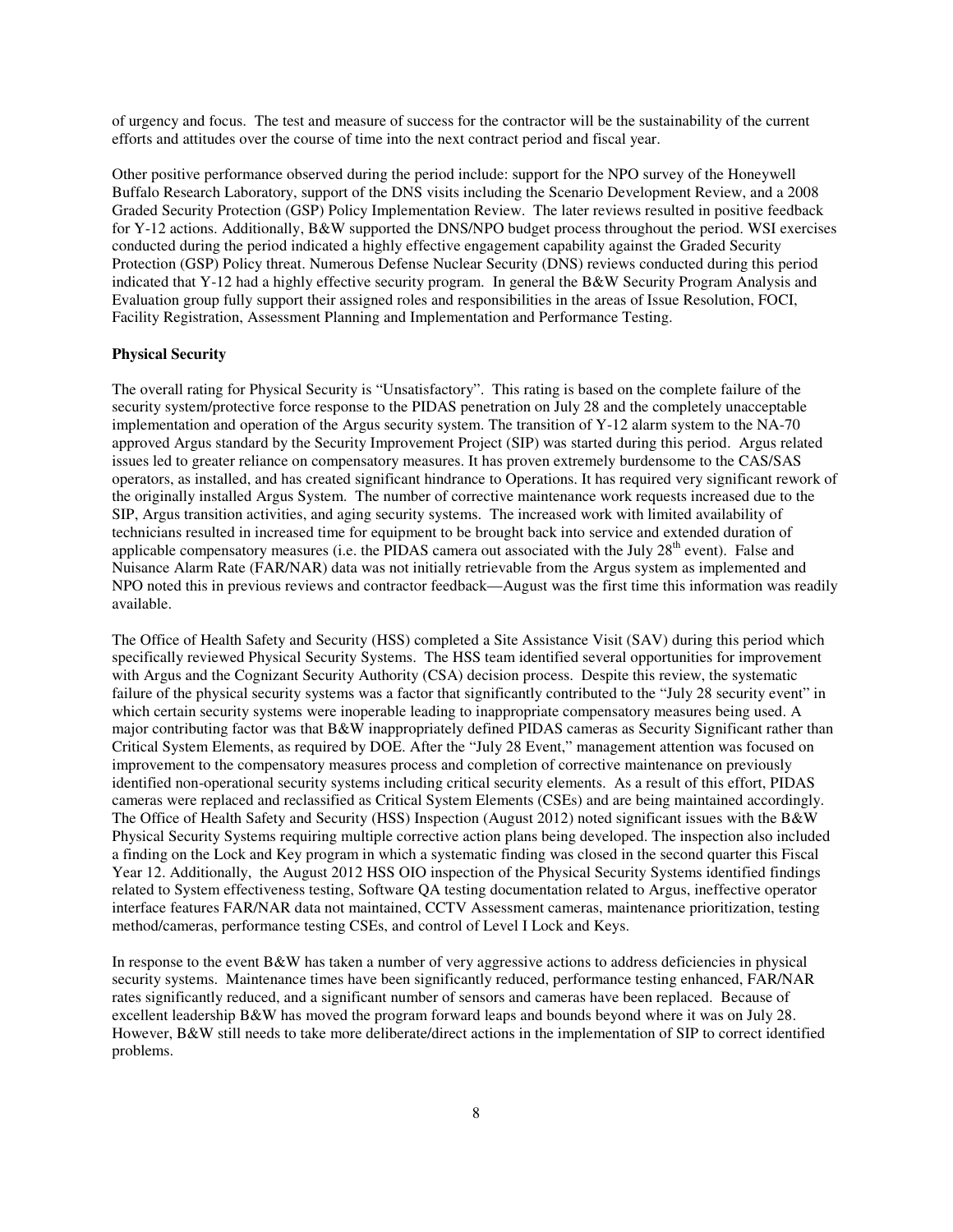of urgency and focus. The test and measure of success for the contractor will be the sustainability of the current efforts and attitudes over the course of time into the next contract period and fiscal year.

Other positive performance observed during the period include: support for the NPO survey of the Honeywell Buffalo Research Laboratory, support of the DNS visits including the Scenario Development Review, and a 2008 Graded Security Protection (GSP) Policy Implementation Review. The later reviews resulted in positive feedback for Y-12 actions. Additionally, B&W supported the DNS/NPO budget process throughout the period. WSI exercises conducted during the period indicated a highly effective engagement capability against the Graded Security Protection (GSP) Policy threat. Numerous Defense Nuclear Security (DNS) reviews conducted during this period indicated that Y-12 had a highly effective security program. In general the B&W Security Program Analysis and Evaluation group fully support their assigned roles and responsibilities in the areas of Issue Resolution, FOCI, Facility Registration, Assessment Planning and Implementation and Performance Testing.

**Physical Security**

The overall rating for Physical Security is "Unsatisfactory". This rating is based on the complete failure of the security system/protective force response to the PIDAS penetration on July 28 and the completely unacceptable implementation and operation of the Argus security system. The transition of Y-12 alarm system to the NA-70 approved Argus standard by the Security Improvement Project (SIP) was started during this period. Argus related issues led to greater reliance on compensatory measures. It has proven extremely burdensome to the CAS/SAS operators, as installed, and has created significant hindrance to Operations. It has required very significant rework of the originally installed Argus System. The number of corrective maintenance work requests increased due to the SIP, Argus transition activities, and aging security systems. The increased work with limited availability of technicians resulted in increased time for equipment to be brought back into service and extended duration of applicable compensatory measures (i.e. the PIDAS camera out associated with the July 28th event). False and Nuisance Alarm Rate (FAR/NAR) data was not initially retrievable from the Argus system as implemented and NPO noted this in previous reviews and contractor feedback—August was the first time this information was readily available.

The Office of Health Safety and Security (HSS) completed a Site Assistance Visit (SAV) during this period which specifically reviewed Physical Security Systems. The HSS team identified several opportunities for improvement with Argus and the Cognizant Security Authority (CSA) decision process. Despite this review, the systematic failure of the physical security systems was a factor that significantly contributed to the "July 28 security event" in which certain security systems were inoperable leading to inappropriate compensatory measures being used. A major contributing factor was that B&W inappropriately defined PIDAS cameras as Security Significant rather than Critical System Elements, as required by DOE. After the "July 28 Event," management attention was focused on improvement to the compensatory measures process and completion of corrective maintenance on previously identified non-operational security systems including critical security elements. As a result of this effort, PIDAS cameras were replaced and reclassified as Critical System Elements (CSEs) and are being maintained accordingly. The Office of Health Safety and Security (HSS) Inspection (August 2012) noted significant issues with the B&W Physical Security Systems requiring multiple corrective action plans being developed. The inspection also included a finding on the Lock and Key program in which a systematic finding was closed in the second quarter this Fiscal Year 12. Additionally, the August 2012 HSS OIO inspection of the Physical Security Systems identified findings related to System effectiveness testing, Software QA testing documentation related to Argus, ineffective operator interface features FAR/NAR data not maintained, CCTV Assessment cameras, maintenance prioritization, testing method/cameras, performance testing CSEs, and control of Level I Lock and Keys.

In response to the event B&W has taken a number of very aggressive actions to address deficiencies in physical security systems. Maintenance times have been significantly reduced, performance testing enhanced, FAR/NAR rates significantly reduced, and a significant number of sensors and cameras have been replaced. Because of excellent leadership B&W has moved the program forward leaps and bounds beyond where it was on July 28. However, B&W still needs to take more deliberate/direct actions in the implementation of SIP to correct identified problems.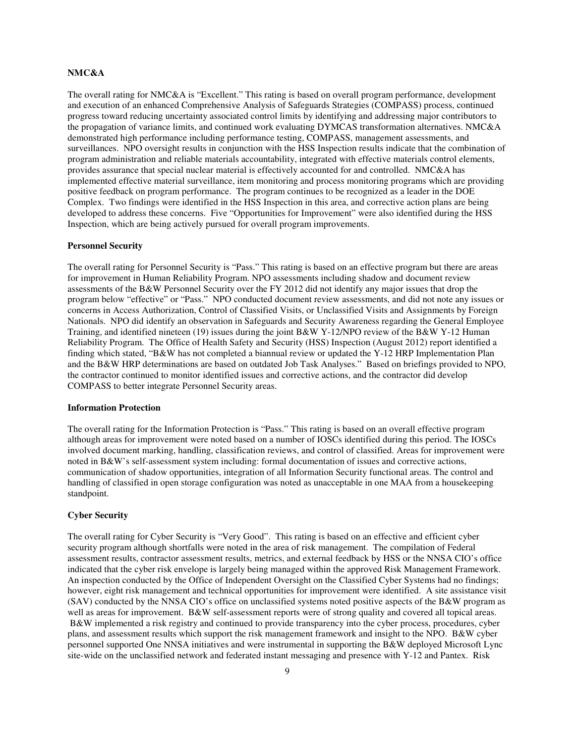**NMC&A**

The overall rating for NMC&A is "Excellent." This rating is based on overall program performance, development and execution of an enhanced Comprehensive Analysis of Safeguards Strategies (COMPASS) process, continued progress toward reducing uncertainty associated control limits by identifying and addressing major contributors to the propagation of variance limits, and continued work evaluating DYMCAS transformation alternatives. NMC&A demonstrated high performance including performance testing, COMPASS, management assessments, and surveillances. NPO oversight results in conjunction with the HSS Inspection results indicate that the combination of program administration and reliable materials accountability, integrated with effective materials control elements, provides assurance that special nuclear material is effectively accounted for and controlled. NMC&A has implemented effective material surveillance, item monitoring and process monitoring programs which are providing positive feedback on program performance. The program continues to be recognized as a leader in the DOE Complex. Two findings were identified in the HSS Inspection in this area, and corrective action plans are being developed to address these concerns. Five "Opportunities for Improvement" were also identified during the HSS Inspection, which are being actively pursued for overall program improvements.

**Personnel Security**

The overall rating for Personnel Security is "Pass." This rating is based on an effective program but there are areas for improvement in Human Reliability Program. NPO assessments including shadow and document review assessments of the B&W Personnel Security over the FY 2012 did not identify any major issues that drop the program below "effective" or "Pass." NPO conducted document review assessments, and did not note any issues or concerns in Access Authorization, Control of Classified Visits, or Unclassified Visits and Assignments by Foreign Nationals. NPO did identify an observation in Safeguards and Security Awareness regarding the General Employee Training, and identified nineteen (19) issues during the joint B&W Y-12/NPO review of the B&W Y-12 Human Reliability Program. The Office of Health Safety and Security (HSS) Inspection (August 2012) report identified a finding which stated, "B&W has not completed a biannual review or updated the Y-12 HRP Implementation Plan and the B&W HRP determinations are based on outdated Job Task Analyses." Based on briefings provided to NPO, the contractor continued to monitor identified issues and corrective actions, and the contractor did develop COMPASS to better integrate Personnel Security areas.

**Information Protection**

The overall rating for the Information Protection is "Pass." This rating is based on an overall effective program although areas for improvement were noted based on a number of IOSCs identified during this period. The IOSCs involved document marking, handling, classification reviews, and control of classified. Areas for improvement were noted in B&W's self-assessment system including: formal documentation of issues and corrective actions, communication of shadow opportunities, integration of all Information Security functional areas. The control and handling of classified in open storage configuration was noted as unacceptable in one MAA from a housekeeping standpoint.

**Cyber Security**

The overall rating for Cyber Security is "Very Good". This rating is based on an effective and efficient cyber security program although shortfalls were noted in the area of risk management. The compilation of Federal assessment results, contractor assessment results, metrics, and external feedback by HSS or the NNSA CIO's office indicated that the cyber risk envelope is largely being managed within the approved Risk Management Framework. An inspection conducted by the Office of Independent Oversight on the Classified Cyber Systems had no findings; however, eight risk management and technical opportunities for improvement were identified. A site assistance visit (SAV) conducted by the NNSA CIO's office on unclassified systems noted positive aspects of the B&W program as well as areas for improvement. B&W self-assessment reports were of strong quality and covered all topical areas. B&W implemented a risk registry and continued to provide transparency into the cyber process, procedures, cyber plans, and assessment results which support the risk management framework and insight to the NPO. B&W cyber personnel supported One NNSA initiatives and were instrumental in supporting the B&W deployed Microsoft Lync site-wide on the unclassified network and federated instant messaging and presence with Y-12 and Pantex. Risk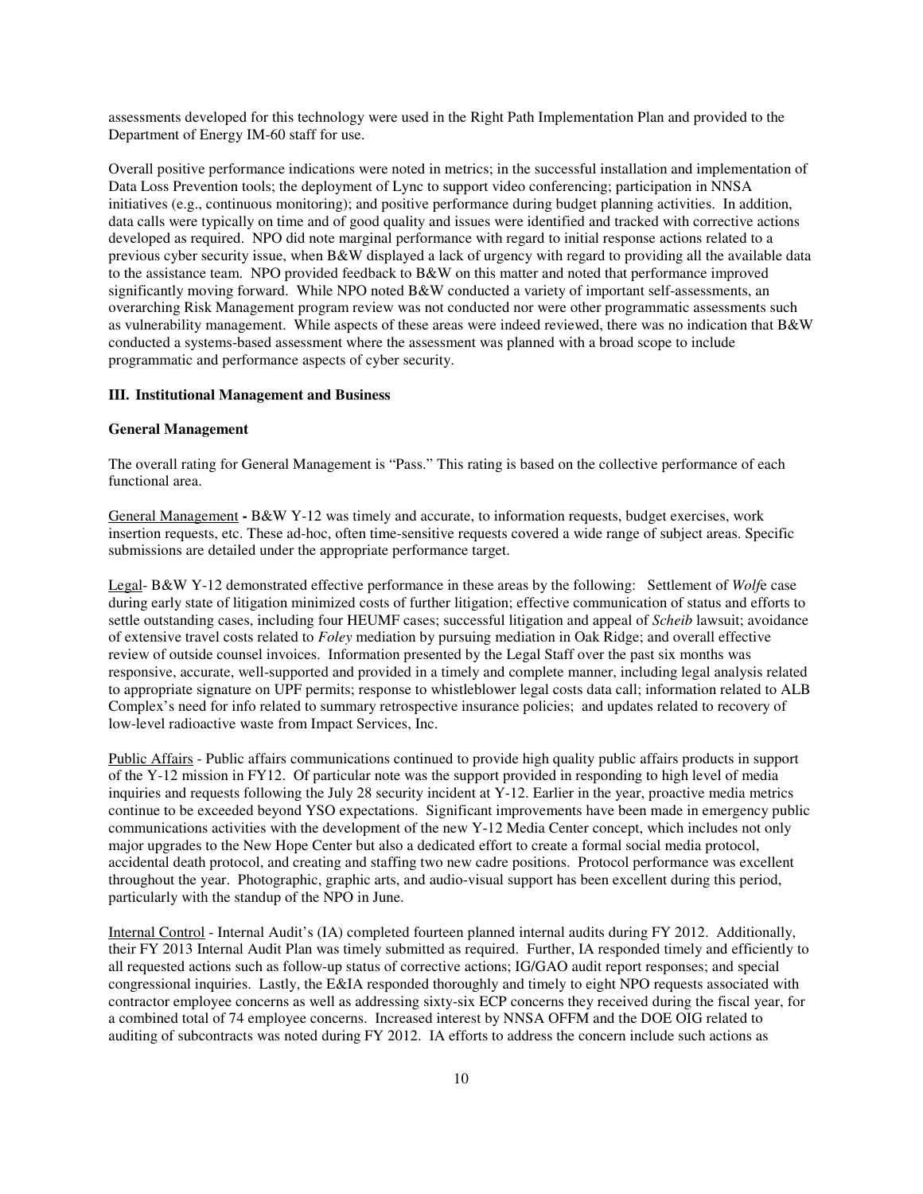assessments developed for this technology were used in the Right Path Implementation Plan and provided to the Department of Energy IM-60 staff for use.

Overall positive performance indications were noted in metrics; in the successful installation and implementation of Data Loss Prevention tools; the deployment of Lync to support video conferencing; participation in NNSA initiatives (e.g., continuous monitoring); and positive performance during budget planning activities. In addition, data calls were typically on time and of good quality and issues were identified and tracked with corrective actions developed as required. NPO did note marginal performance with regard to initial response actions related to a previous cyber security issue, when B&W displayed a lack of urgency with regard to providing all the available data to the assistance team. NPO provided feedback to B&W on this matter and noted that performance improved significantly moving forward. While NPO noted B&W conducted a variety of important self-assessments, an overarching Risk Management program review was not conducted nor were other programmatic assessments such as vulnerability management. While aspects of these areas were indeed reviewed, there was no indication that B&W conducted a systems-based assessment where the assessment was planned with a broad scope to include programmatic and performance aspects of cyber security.

## III. Institutional Management and Business

### General Management

The overall rating for General Management is "Pass." This rating is based on the collective performance of each functional area.

General Management **-** B&W Y-12 was timely and accurate, to information requests, budget exercises, work insertion requests, etc. These ad-hoc, often time-sensitive requests covered a wide range of subject areas. Specific submissions are detailed under the appropriate performance target.

Legal- B&W Y-12 demonstrated effective performance in these areas by the following: Settlement of *Wolf*e case during early state of litigation minimized costs of further litigation; effective communication of status and efforts to settle outstanding cases, including four HEUMF cases; successful litigation and appeal of *Scheib* lawsuit; avoidance of extensive travel costs related to *Foley* mediation by pursuing mediation in Oak Ridge; and overall effective review of outside counsel invoices. Information presented by the Legal Staff over the past six months was responsive, accurate, well-supported and provided in a timely and complete manner, including legal analysis related to appropriate signature on UPF permits; response to whistleblower legal costs data call; information related to ALB Complex's need for info related to summary retrospective insurance policies; and updates related to recovery of low-level radioactive waste from Impact Services, Inc.

Public Affairs - Public affairs communications continued to provide high quality public affairs products in support of the Y-12 mission in FY12. Of particular note was the support provided in responding to high level of media inquiries and requests following the July 28 security incident at Y-12. Earlier in the year, proactive media metrics continue to be exceeded beyond YSO expectations. Significant improvements have been made in emergency public communications activities with the development of the new Y-12 Media Center concept, which includes not only major upgrades to the New Hope Center but also a dedicated effort to create a formal social media protocol, accidental death protocol, and creating and staffing two new cadre positions. Protocol performance was excellent throughout the year. Photographic, graphic arts, and audio-visual support has been excellent during this period, particularly with the standup of the NPO in June.

Internal Control - Internal Audit's (IA) completed fourteen planned internal audits during FY 2012. Additionally, their FY 2013 Internal Audit Plan was timely submitted as required. Further, IA responded timely and efficiently to all requested actions such as follow-up status of corrective actions; IG/GAO audit report responses; and special congressional inquiries. Lastly, the E&IA responded thoroughly and timely to eight NPO requests associated with contractor employee concerns as well as addressing sixty-six ECP concerns they received during the fiscal year, for a combined total of 74 employee concerns. Increased interest by NNSA OFFM and the DOE OIG related to auditing of subcontracts was noted during FY 2012. IA efforts to address the concern include such actions as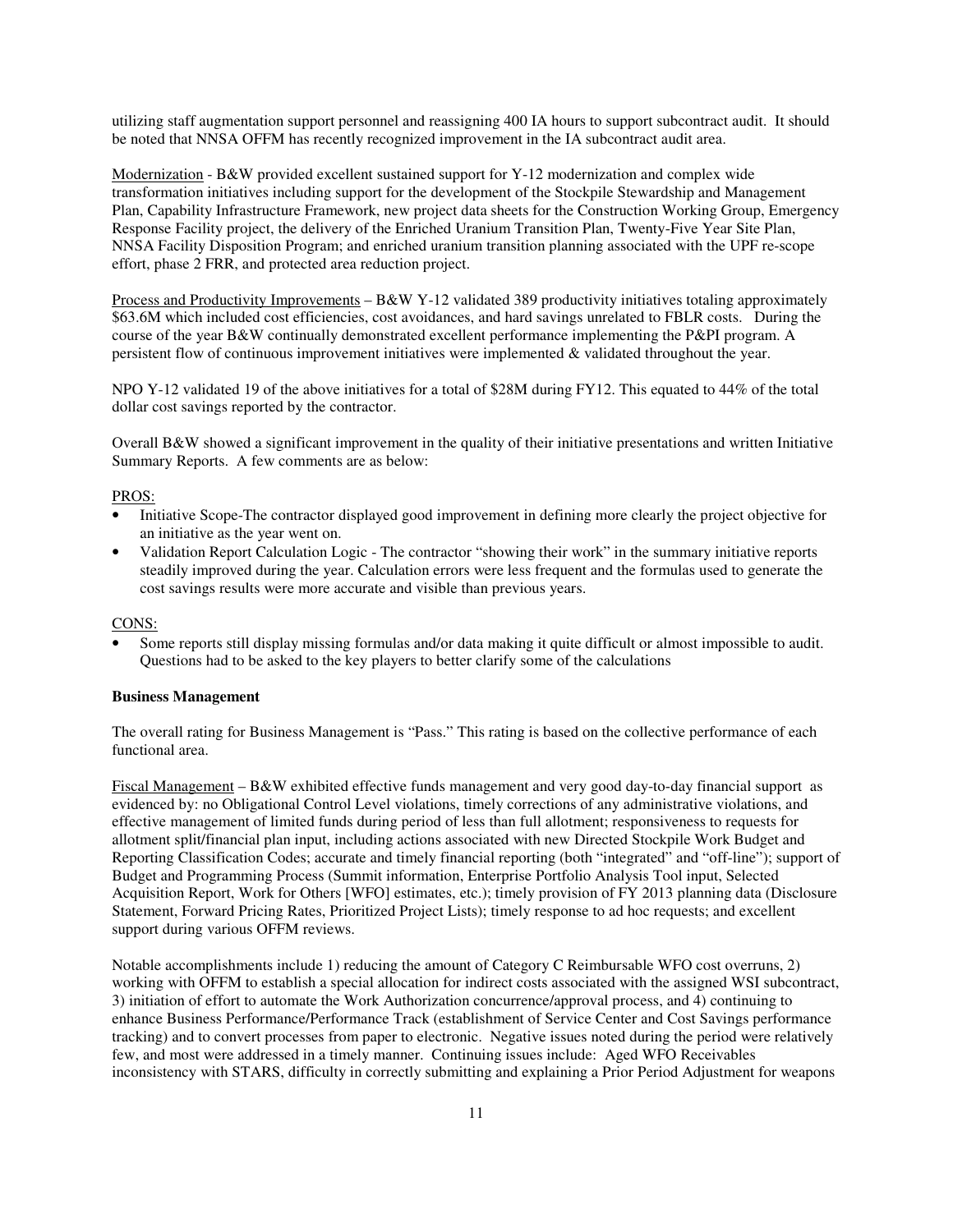utilizing staff augmentation support personnel and reassigning 400 IA hours to support subcontract audit. It should be noted that NNSA OFFM has recently recognized improvement in the IA subcontract audit area.

Modernization - B&W provided excellent sustained support for Y-12 modernization and complex wide transformation initiatives including support for the development of the Stockpile Stewardship and Management Plan, Capability Infrastructure Framework, new project data sheets for the Construction Working Group, Emergency Response Facility project, the delivery of the Enriched Uranium Transition Plan, Twenty-Five Year Site Plan, NNSA Facility Disposition Program; and enriched uranium transition planning associated with the UPF re-scope effort, phase 2 FRR, and protected area reduction project.

Process and Productivity Improvements – B&W Y-12 validated 389 productivity initiatives totaling approximately $63.6M which included cost efficiencies, cost avoidances, and hard savings unrelated to FBLR costs. During the course of the year B&W continually demonstrated excellent performance implementing the P&PI program. A persistent flow of continuous improvement initiatives were implemented & validated throughout the year.

NPO Y-12 validated 19 of the above initiatives for a total of $28M during FY12. This equated to 44% of the total dollar cost savings reported by the contractor.

Overall B&W showed a significant improvement in the quality of their initiative presentations and written Initiative Summary Reports. A few comments are as below:

PROS:

- Initiative Scope-The contractor displayed good improvement in defining more clearly the project objective for an initiative as the year went on.
- Validation Report Calculation Logic - The contractor "showing their work" in the summary initiative reports steadily improved during the year. Calculation errors were less frequent and the formulas used to generate the cost savings results were more accurate and visible than previous years.

CONS:

- Some reports still display missing formulas and/or data making it quite difficult or almost impossible to audit. Questions had to be asked to the key players to better clarify some of the calculations

**Business Management**

The overall rating for Business Management is "Pass." This rating is based on the collective performance of each functional area.

Fiscal Management – B&W exhibited effective funds management and very good day-to-day financial support as evidenced by: no Obligational Control Level violations, timely corrections of any administrative violations, and effective management of limited funds during period of less than full allotment; responsiveness to requests for allotment split/financial plan input, including actions associated with new Directed Stockpile Work Budget and Reporting Classification Codes; accurate and timely financial reporting (both "integrated" and "off-line"); support of Budget and Programming Process (Summit information, Enterprise Portfolio Analysis Tool input, Selected Acquisition Report, Work for Others [WFO] estimates, etc.); timely provision of FY 2013 planning data (Disclosure Statement, Forward Pricing Rates, Prioritized Project Lists); timely response to ad hoc requests; and excellent support during various OFFM reviews.

Notable accomplishments include 1) reducing the amount of Category C Reimbursable WFO cost overruns, 2) working with OFFM to establish a special allocation for indirect costs associated with the assigned WSI subcontract, 3) initiation of effort to automate the Work Authorization concurrence/approval process, and 4) continuing to enhance Business Performance/Performance Track (establishment of Service Center and Cost Savings performance tracking) and to convert processes from paper to electronic. Negative issues noted during the period were relatively few, and most were addressed in a timely manner. Continuing issues include: Aged WFO Receivables inconsistency with STARS, difficulty in correctly submitting and explaining a Prior Period Adjustment for weapons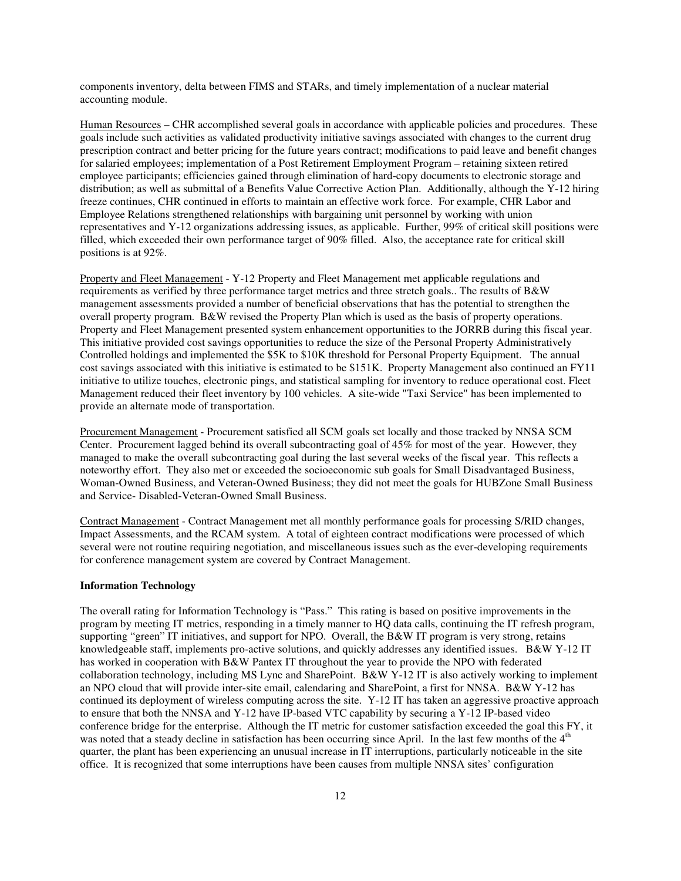components inventory, delta between FIMS and STARs, and timely implementation of a nuclear material accounting module.

Human Resources – CHR accomplished several goals in accordance with applicable policies and procedures. These goals include such activities as validated productivity initiative savings associated with changes to the current drug prescription contract and better pricing for the future years contract; modifications to paid leave and benefit changes for salaried employees; implementation of a Post Retirement Employment Program – retaining sixteen retired employee participants; efficiencies gained through elimination of hard-copy documents to electronic storage and distribution; as well as submittal of a Benefits Value Corrective Action Plan. Additionally, although the Y-12 hiring freeze continues, CHR continued in efforts to maintain an effective work force. For example, CHR Labor and Employee Relations strengthened relationships with bargaining unit personnel by working with union representatives and Y-12 organizations addressing issues, as applicable. Further, 99% of critical skill positions were filled, which exceeded their own performance target of 90% filled. Also, the acceptance rate for critical skill positions is at 92%.

Property and Fleet Management - Y-12 Property and Fleet Management met applicable regulations and requirements as verified by three performance target metrics and three stretch goals.. The results of B&W management assessments provided a number of beneficial observations that has the potential to strengthen the overall property program. B&W revised the Property Plan which is used as the basis of property operations. Property and Fleet Management presented system enhancement opportunities to the JORRB during this fiscal year. This initiative provided cost savings opportunities to reduce the size of the Personal Property Administratively Controlled holdings and implemented the \$5K to \$10K threshold for Personal Property Equipment. The annual cost savings associated with this initiative is estimated to be \$151K. Property Management also continued an FY11 initiative to utilize touches, electronic pings, and statistical sampling for inventory to reduce operational cost. Fleet Management reduced their fleet inventory by 100 vehicles. A site-wide "Taxi Service" has been implemented to provide an alternate mode of transportation.

Procurement Management - Procurement satisfied all SCM goals set locally and those tracked by NNSA SCM Center. Procurement lagged behind its overall subcontracting goal of 45% for most of the year. However, they managed to make the overall subcontracting goal during the last several weeks of the fiscal year. This reflects a noteworthy effort. They also met or exceeded the socioeconomic sub goals for Small Disadvantaged Business, Woman-Owned Business, and Veteran-Owned Business; they did not meet the goals for HUBZone Small Business and Service- Disabled-Veteran-Owned Small Business.

Contract Management - Contract Management met all monthly performance goals for processing S/RID changes, Impact Assessments, and the RCAM system. A total of eighteen contract modifications were processed of which several were not routine requiring negotiation, and miscellaneous issues such as the ever-developing requirements for conference management system are covered by Contract Management.

**Information Technology**

The overall rating for Information Technology is "Pass." This rating is based on positive improvements in the program by meeting IT metrics, responding in a timely manner to HQ data calls, continuing the IT refresh program, supporting "green" IT initiatives, and support for NPO. Overall, the B&W IT program is very strong, retains knowledgeable staff, implements pro-active solutions, and quickly addresses any identified issues. B&W Y-12 IT has worked in cooperation with B&W Pantex IT throughout the year to provide the NPO with federated collaboration technology, including MS Lync and SharePoint. B&W Y-12 IT is also actively working to implement an NPO cloud that will provide inter-site email, calendaring and SharePoint, a first for NNSA. B&W Y-12 has continued its deployment of wireless computing across the site. Y-12 IT has taken an aggressive proactive approach to ensure that both the NNSA and Y-12 have IP-based VTC capability by securing a Y-12 IP-based video conference bridge for the enterprise. Although the IT metric for customer satisfaction exceeded the goal this FY, it was noted that a steady decline in satisfaction has been occurring since April. In the last few months of the 4th quarter, the plant has been experiencing an unusual increase in IT interruptions, particularly noticeable in the site office. It is recognized that some interruptions have been causes from multiple NNSA sites' configuration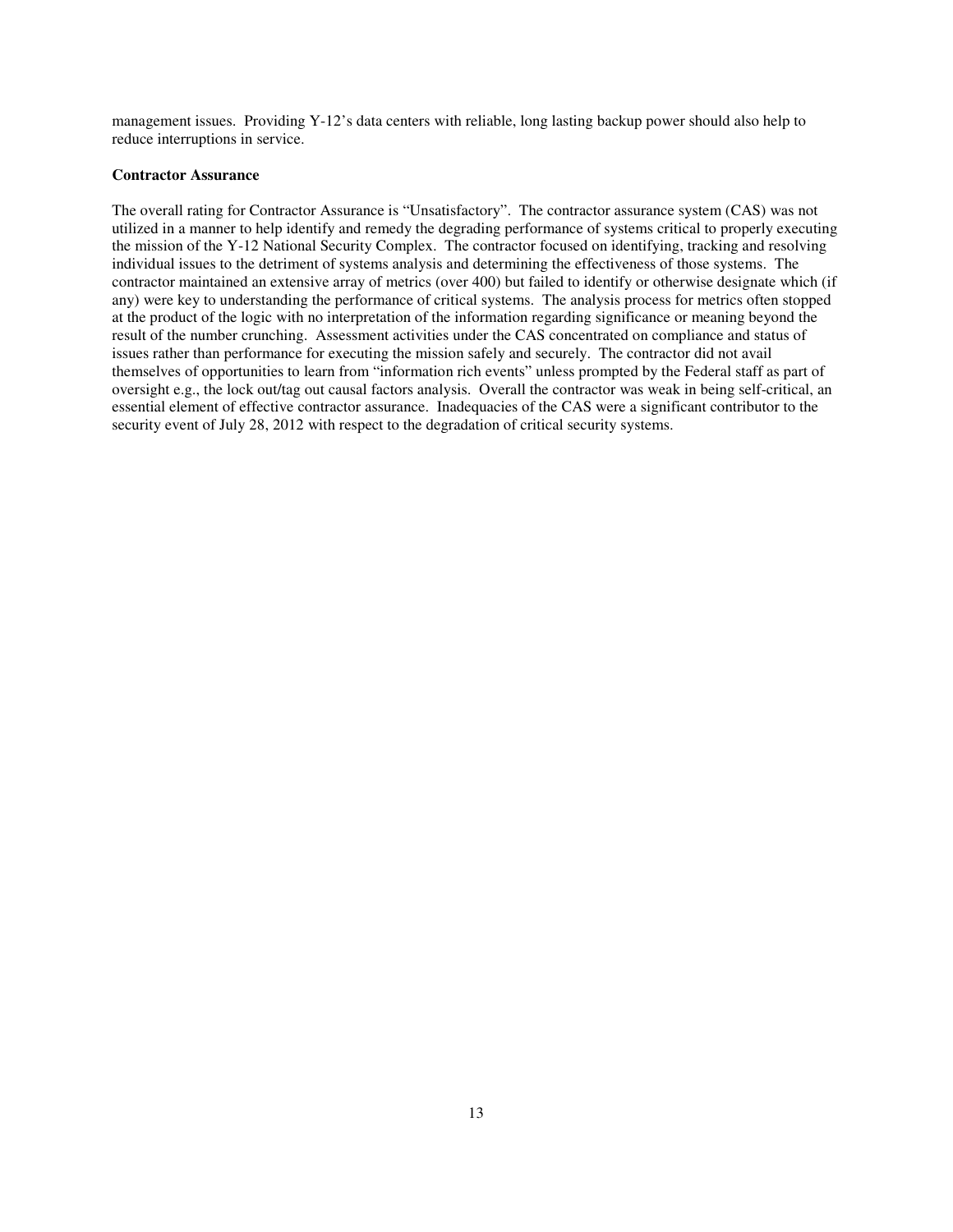management issues. Providing Y-12's data centers with reliable, long lasting backup power should also help to reduce interruptions in service.

**Contractor Assurance**

The overall rating for Contractor Assurance is "Unsatisfactory". The contractor assurance system (CAS) was not utilized in a manner to help identify and remedy the degrading performance of systems critical to properly executing the mission of the Y-12 National Security Complex. The contractor focused on identifying, tracking and resolving individual issues to the detriment of systems analysis and determining the effectiveness of those systems. The contractor maintained an extensive array of metrics (over 400) but failed to identify or otherwise designate which (if any) were key to understanding the performance of critical systems. The analysis process for metrics often stopped at the product of the logic with no interpretation of the information regarding significance or meaning beyond the result of the number crunching. Assessment activities under the CAS concentrated on compliance and status of issues rather than performance for executing the mission safely and securely. The contractor did not avail themselves of opportunities to learn from "information rich events" unless prompted by the Federal staff as part of oversight e.g., the lock out/tag out causal factors analysis. Overall the contractor was weak in being self-critical, an essential element of effective contractor assurance. Inadequacies of the CAS were a significant contributor to the security event of July 28, 2012 with respect to the degradation of critical security systems.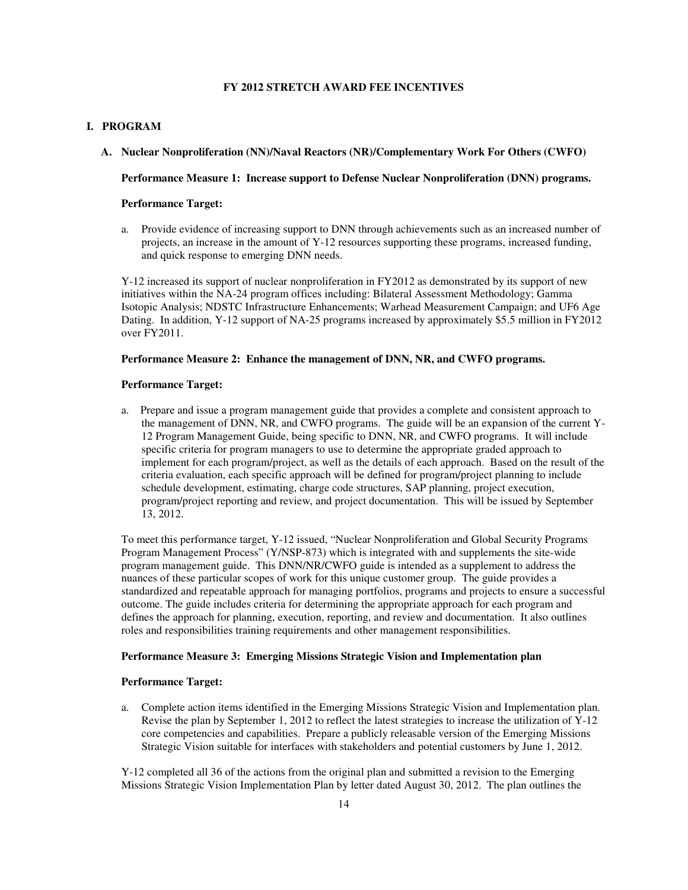# FY 2012 STRETCH AWARD FEE INCENTIVES

## I. PROGRAM

### A. Nuclear Nonproliferation (NN)/Naval Reactors (NR)/Complementary Work For Others (CWFO)

**Performance Measure 1: Increase support to Defense Nuclear Nonproliferation (DNN) programs.**

**Performance Target:**

a. Provide evidence of increasing support to DNN through achievements such as an increased number of projects, an increase in the amount of Y-12 resources supporting these programs, increased funding, and quick response to emerging DNN needs.

Y-12 increased its support of nuclear nonproliferation in FY2012 as demonstrated by its support of new initiatives within the NA-24 program offices including: Bilateral Assessment Methodology; Gamma Isotopic Analysis; NDSTC Infrastructure Enhancements; Warhead Measurement Campaign; and UF6 Age Dating. In addition, Y-12 support of NA-25 programs increased by approximately $5.5 million in FY2012 over FY2011.

**Performance Measure 2: Enhance the management of DNN, NR, and CWFO programs.**

**Performance Target:**

a. Prepare and issue a program management guide that provides a complete and consistent approach to the management of DNN, NR, and CWFO programs. The guide will be an expansion of the current Y-12 Program Management Guide, being specific to DNN, NR, and CWFO programs. It will include specific criteria for program managers to use to determine the appropriate graded approach to implement for each program/project, as well as the details of each approach. Based on the result of the criteria evaluation, each specific approach will be defined for program/project planning to include schedule development, estimating, charge code structures, SAP planning, project execution, program/project reporting and review, and project documentation. This will be issued by September 13, 2012.

To meet this performance target, Y-12 issued, "Nuclear Nonproliferation and Global Security Programs Program Management Process" (Y/NSP-873) which is integrated with and supplements the site-wide program management guide. This DNN/NR/CWFO guide is intended as a supplement to address the nuances of these particular scopes of work for this unique customer group. The guide provides a standardized and repeatable approach for managing portfolios, programs and projects to ensure a successful outcome. The guide includes criteria for determining the appropriate approach for each program and defines the approach for planning, execution, reporting, and review and documentation. It also outlines roles and responsibilities training requirements and other management responsibilities.

**Performance Measure 3: Emerging Missions Strategic Vision and Implementation plan**

**Performance Target:**

a. Complete action items identified in the Emerging Missions Strategic Vision and Implementation plan. Revise the plan by September 1, 2012 to reflect the latest strategies to increase the utilization of Y-12 core competencies and capabilities. Prepare a publicly releasable version of the Emerging Missions Strategic Vision suitable for interfaces with stakeholders and potential customers by June 1, 2012.

Y-12 completed all 36 of the actions from the original plan and submitted a revision to the Emerging Missions Strategic Vision Implementation Plan by letter dated August 30, 2012. The plan outlines the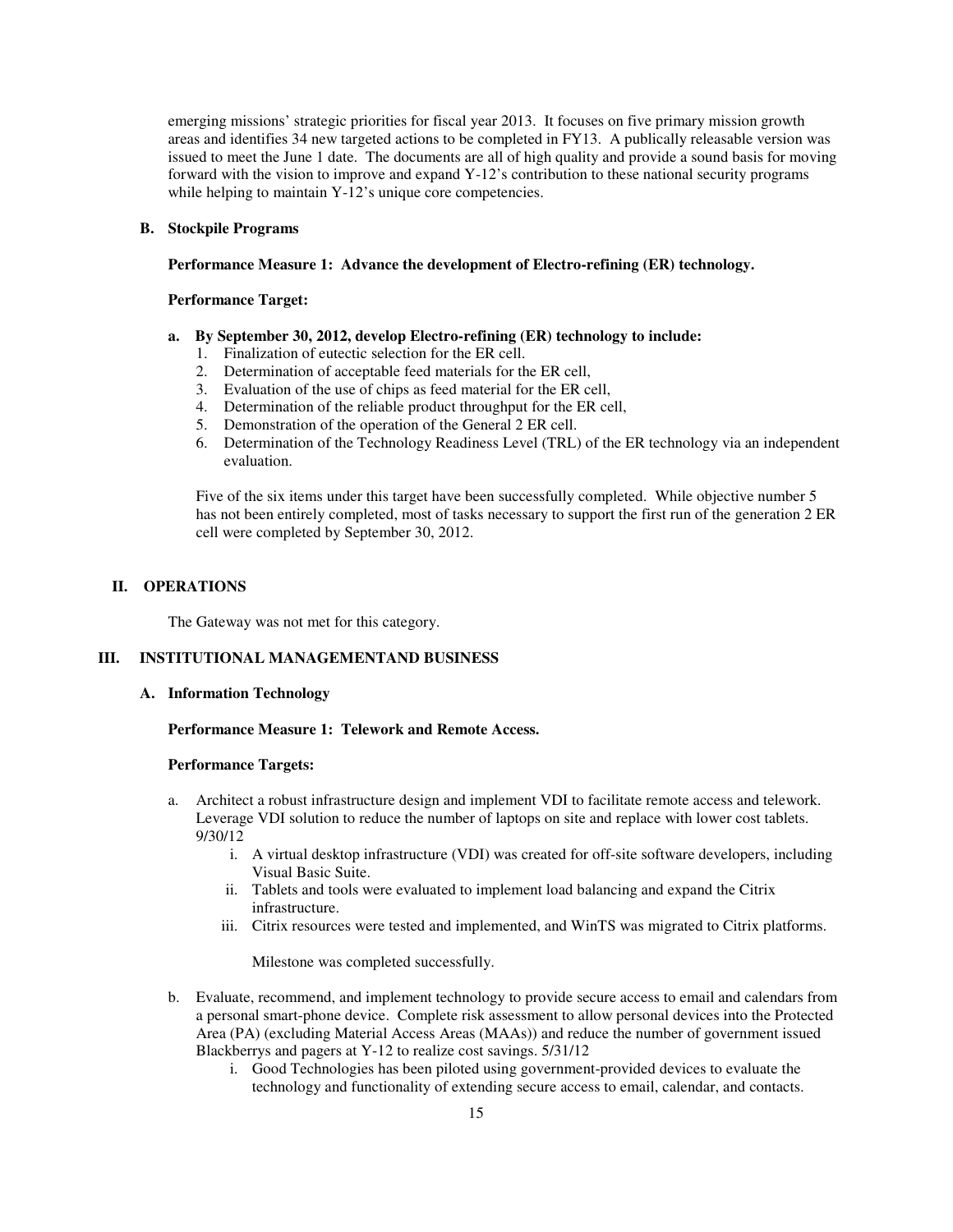emerging missions' strategic priorities for fiscal year 2013. It focuses on five primary mission growth areas and identifies 34 new targeted actions to be completed in FY13. A publically releasable version was issued to meet the June 1 date. The documents are all of high quality and provide a sound basis for moving forward with the vision to improve and expand Y-12's contribution to these national security programs while helping to maintain Y-12's unique core competencies.

### B. Stockpile Programs

**Performance Measure 1: Advance the development of Electro-refining (ER) technology.**

**Performance Target:**

**a. By September 30, 2012, develop Electro-refining (ER) technology to include:**

1. Finalization of eutectic selection for the ER cell.
2. Determination of acceptable feed materials for the ER cell,
3. Evaluation of the use of chips as feed material for the ER cell,
4. Determination of the reliable product throughput for the ER cell,
5. Demonstration of the operation of the General 2 ER cell.
6. Determination of the Technology Readiness Level (TRL) of the ER technology via an independent evaluation.

Five of the six items under this target have been successfully completed. While objective number 5 has not been entirely completed, most of tasks necessary to support the first run of the generation 2 ER cell were completed by September 30, 2012.

## II. OPERATIONS

The Gateway was not met for this category.

## III. INSTITUTIONAL MANAGEMENTAND BUSINESS

### A. Information Technology

**Performance Measure 1: Telework and Remote Access.**

**Performance Targets:**

a. Architect a robust infrastructure design and implement VDI to facilitate remote access and telework. Leverage VDI solution to reduce the number of laptops on site and replace with lower cost tablets. 9/30/12

   i. A virtual desktop infrastructure (VDI) was created for off-site software developers, including Visual Basic Suite.
   ii. Tablets and tools were evaluated to implement load balancing and expand the Citrix infrastructure.
   iii. Citrix resources were tested and implemented, and WinTS was migrated to Citrix platforms.

   Milestone was completed successfully.

b. Evaluate, recommend, and implement technology to provide secure access to email and calendars from a personal smart-phone device. Complete risk assessment to allow personal devices into the Protected Area (PA) (excluding Material Access Areas (MAAs)) and reduce the number of government issued Blackberrys and pagers at Y-12 to realize cost savings. 5/31/12

   i. Good Technologies has been piloted using government-provided devices to evaluate the technology and functionality of extending secure access to email, calendar, and contacts.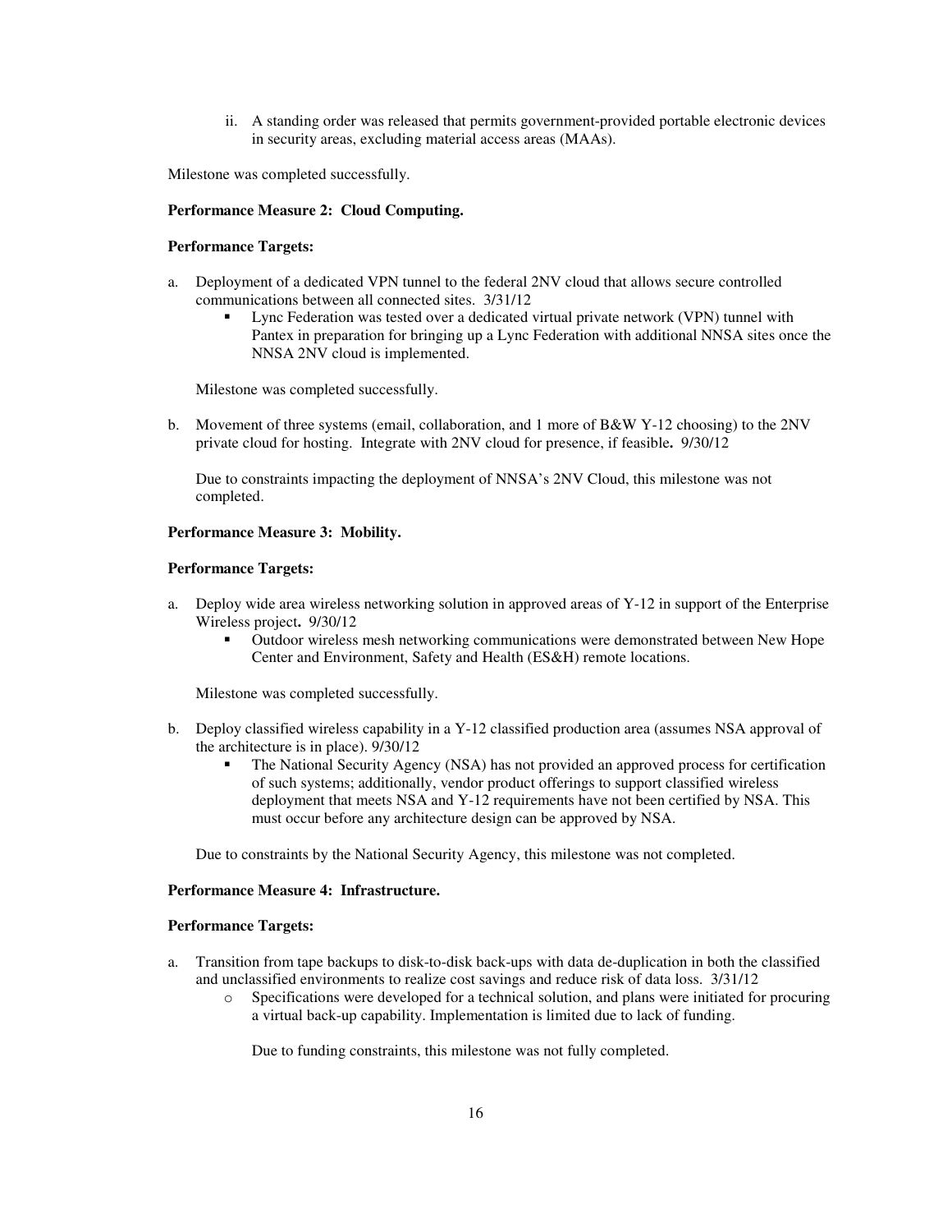ii. A standing order was released that permits government-provided portable electronic devices in security areas, excluding material access areas (MAAs).

Milestone was completed successfully.

**Performance Measure 2: Cloud Computing.**

**Performance Targets:**

a. Deployment of a dedicated VPN tunnel to the federal 2NV cloud that allows secure controlled communications between all connected sites. 3/31/12
   - Lync Federation was tested over a dedicated virtual private network (VPN) tunnel with Pantex in preparation for bringing up a Lync Federation with additional NNSA sites once the NNSA 2NV cloud is implemented.

   Milestone was completed successfully.

b. Movement of three systems (email, collaboration, and 1 more of B&W Y-12 choosing) to the 2NV private cloud for hosting. Integrate with 2NV cloud for presence, if feasible**.** 9/30/12

   Due to constraints impacting the deployment of NNSA's 2NV Cloud, this milestone was not completed.

**Performance Measure 3: Mobility.**

**Performance Targets:**

a. Deploy wide area wireless networking solution in approved areas of Y-12 in support of the Enterprise Wireless project**.** 9/30/12
   - Outdoor wireless mesh networking communications were demonstrated between New Hope Center and Environment, Safety and Health (ES&H) remote locations.

   Milestone was completed successfully.

b. Deploy classified wireless capability in a Y-12 classified production area (assumes NSA approval of the architecture is in place). 9/30/12
   - The National Security Agency (NSA) has not provided an approved process for certification of such systems; additionally, vendor product offerings to support classified wireless deployment that meets NSA and Y-12 requirements have not been certified by NSA. This must occur before any architecture design can be approved by NSA.

   Due to constraints by the National Security Agency, this milestone was not completed.

**Performance Measure 4: Infrastructure.**

**Performance Targets:**

a. Transition from tape backups to disk-to-disk back-ups with data de-duplication in both the classified and unclassified environments to realize cost savings and reduce risk of data loss. 3/31/12
   - Specifications were developed for a technical solution, and plans were initiated for procuring a virtual back-up capability. Implementation is limited due to lack of funding.

     Due to funding constraints, this milestone was not fully completed.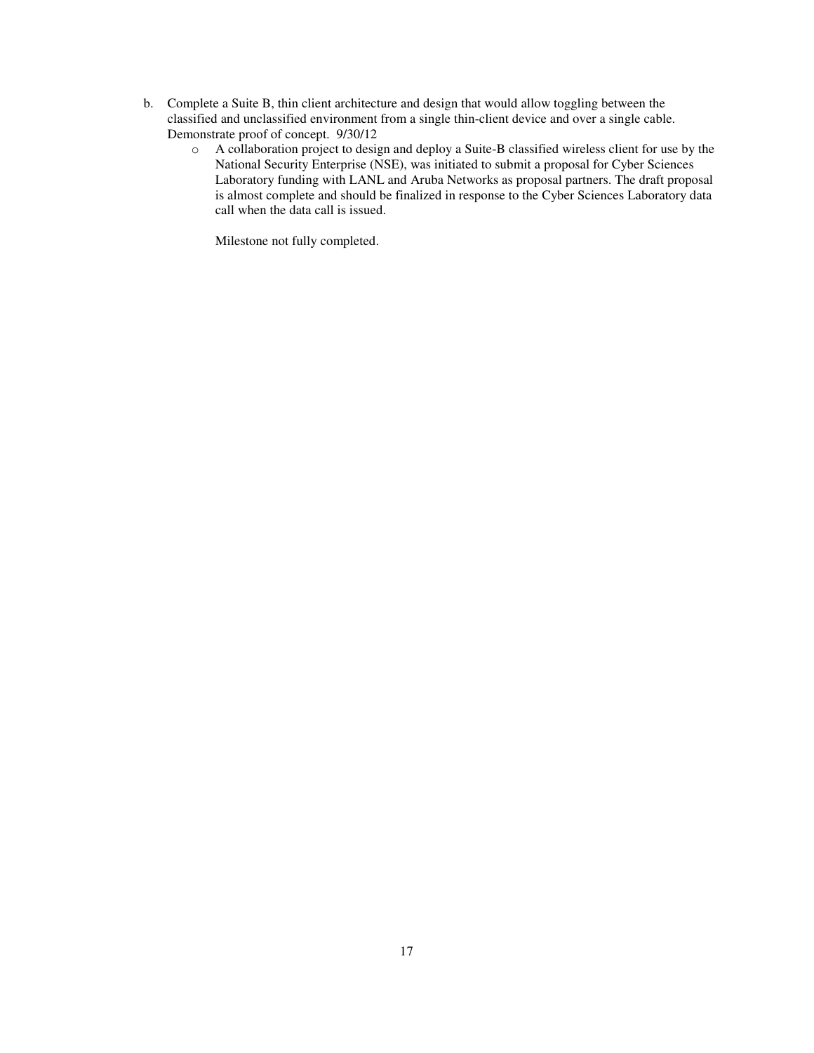b. Complete a Suite B, thin client architecture and design that would allow toggling between the classified and unclassified environment from a single thin-client device and over a single cable. Demonstrate proof of concept. 9/30/12

   - A collaboration project to design and deploy a Suite-B classified wireless client for use by the National Security Enterprise (NSE), was initiated to submit a proposal for Cyber Sciences Laboratory funding with LANL and Aruba Networks as proposal partners. The draft proposal is almost complete and should be finalized in response to the Cyber Sciences Laboratory data call when the data call is issued.

     Milestone not fully completed.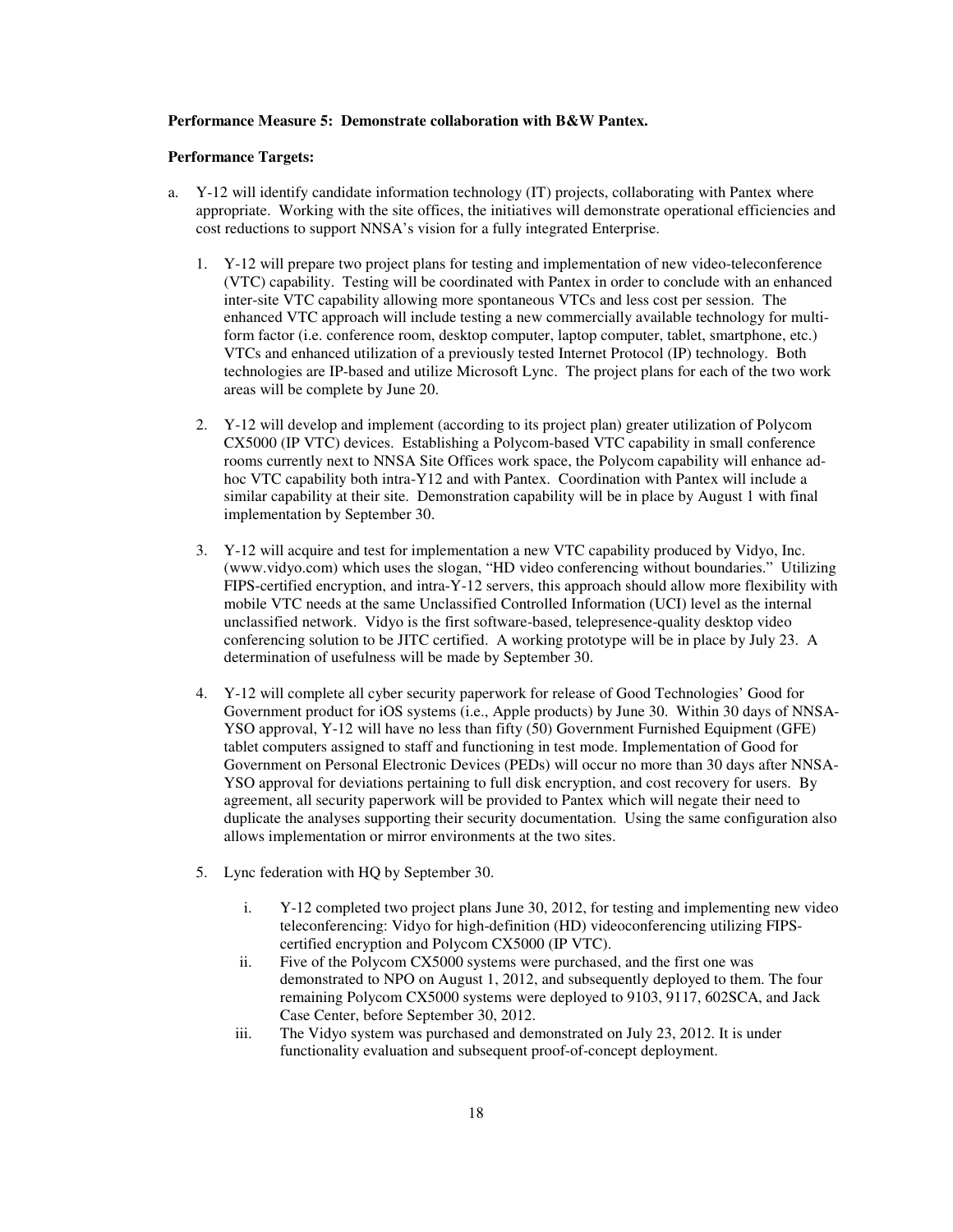**Performance Measure 5: Demonstrate collaboration with B&W Pantex.**

**Performance Targets:**

a. Y-12 will identify candidate information technology (IT) projects, collaborating with Pantex where appropriate. Working with the site offices, the initiatives will demonstrate operational efficiencies and cost reductions to support NNSA's vision for a fully integrated Enterprise.

   1. Y-12 will prepare two project plans for testing and implementation of new video-teleconference (VTC) capability. Testing will be coordinated with Pantex in order to conclude with an enhanced inter-site VTC capability allowing more spontaneous VTCs and less cost per session. The enhanced VTC approach will include testing a new commercially available technology for multi-form factor (i.e. conference room, desktop computer, laptop computer, tablet, smartphone, etc.) VTCs and enhanced utilization of a previously tested Internet Protocol (IP) technology. Both technologies are IP-based and utilize Microsoft Lync. The project plans for each of the two work areas will be complete by June 20.

   2. Y-12 will develop and implement (according to its project plan) greater utilization of Polycom CX5000 (IP VTC) devices. Establishing a Polycom-based VTC capability in small conference rooms currently next to NNSA Site Offices work space, the Polycom capability will enhance ad-hoc VTC capability both intra-Y12 and with Pantex. Coordination with Pantex will include a similar capability at their site. Demonstration capability will be in place by August 1 with final implementation by September 30.

   3. Y-12 will acquire and test for implementation a new VTC capability produced by Vidyo, Inc. (www.vidyo.com) which uses the slogan, "HD video conferencing without boundaries." Utilizing FIPS-certified encryption, and intra-Y-12 servers, this approach should allow more flexibility with mobile VTC needs at the same Unclassified Controlled Information (UCI) level as the internal unclassified network. Vidyo is the first software-based, telepresence-quality desktop video conferencing solution to be JITC certified. A working prototype will be in place by July 23. A determination of usefulness will be made by September 30.

   4. Y-12 will complete all cyber security paperwork for release of Good Technologies' Good for Government product for iOS systems (i.e., Apple products) by June 30. Within 30 days of NNSA-YSO approval, Y-12 will have no less than fifty (50) Government Furnished Equipment (GFE) tablet computers assigned to staff and functioning in test mode. Implementation of Good for Government on Personal Electronic Devices (PEDs) will occur no more than 30 days after NNSA-YSO approval for deviations pertaining to full disk encryption, and cost recovery for users. By agreement, all security paperwork will be provided to Pantex which will negate their need to duplicate the analyses supporting their security documentation. Using the same configuration also allows implementation or mirror environments at the two sites.

   5. Lync federation with HQ by September 30.

      i. Y-12 completed two project plans June 30, 2012, for testing and implementing new video teleconferencing: Vidyo for high-definition (HD) videoconferencing utilizing FIPS-certified encryption and Polycom CX5000 (IP VTC).

      ii. Five of the Polycom CX5000 systems were purchased, and the first one was demonstrated to NPO on August 1, 2012, and subsequently deployed to them. The four remaining Polycom CX5000 systems were deployed to 9103, 9117, 602SCA, and Jack Case Center, before September 30, 2012.

      iii. The Vidyo system was purchased and demonstrated on July 23, 2012. It is under functionality evaluation and subsequent proof-of-concept deployment.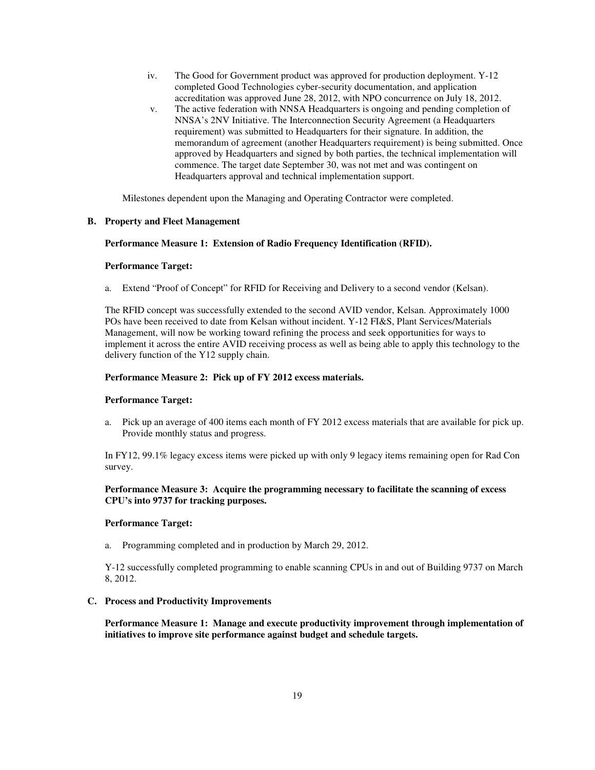iv. The Good for Government product was approved for production deployment. Y-12 completed Good Technologies cyber-security documentation, and application accreditation was approved June 28, 2012, with NPO concurrence on July 18, 2012.

v. The active federation with NNSA Headquarters is ongoing and pending completion of NNSA's 2NV Initiative. The Interconnection Security Agreement (a Headquarters requirement) was submitted to Headquarters for their signature. In addition, the memorandum of agreement (another Headquarters requirement) is being submitted. Once approved by Headquarters and signed by both parties, the technical implementation will commence. The target date September 30, was not met and was contingent on Headquarters approval and technical implementation support.

Milestones dependent upon the Managing and Operating Contractor were completed.

**B. Property and Fleet Management**

**Performance Measure 1: Extension of Radio Frequency Identification (RFID).**

**Performance Target:**

a. Extend "Proof of Concept" for RFID for Receiving and Delivery to a second vendor (Kelsan).

The RFID concept was successfully extended to the second AVID vendor, Kelsan. Approximately 1000 POs have been received to date from Kelsan without incident. Y-12 FI&S, Plant Services/Materials Management, will now be working toward refining the process and seek opportunities for ways to implement it across the entire AVID receiving process as well as being able to apply this technology to the delivery function of the Y12 supply chain.

**Performance Measure 2: Pick up of FY 2012 excess materials.**

**Performance Target:**

a. Pick up an average of 400 items each month of FY 2012 excess materials that are available for pick up. Provide monthly status and progress.

In FY12, 99.1% legacy excess items were picked up with only 9 legacy items remaining open for Rad Con survey.

**Performance Measure 3: Acquire the programming necessary to facilitate the scanning of excess CPU's into 9737 for tracking purposes.**

**Performance Target:**

a. Programming completed and in production by March 29, 2012.

Y-12 successfully completed programming to enable scanning CPUs in and out of Building 9737 on March 8, 2012.

**C. Process and Productivity Improvements**

**Performance Measure 1: Manage and execute productivity improvement through implementation of initiatives to improve site performance against budget and schedule targets.**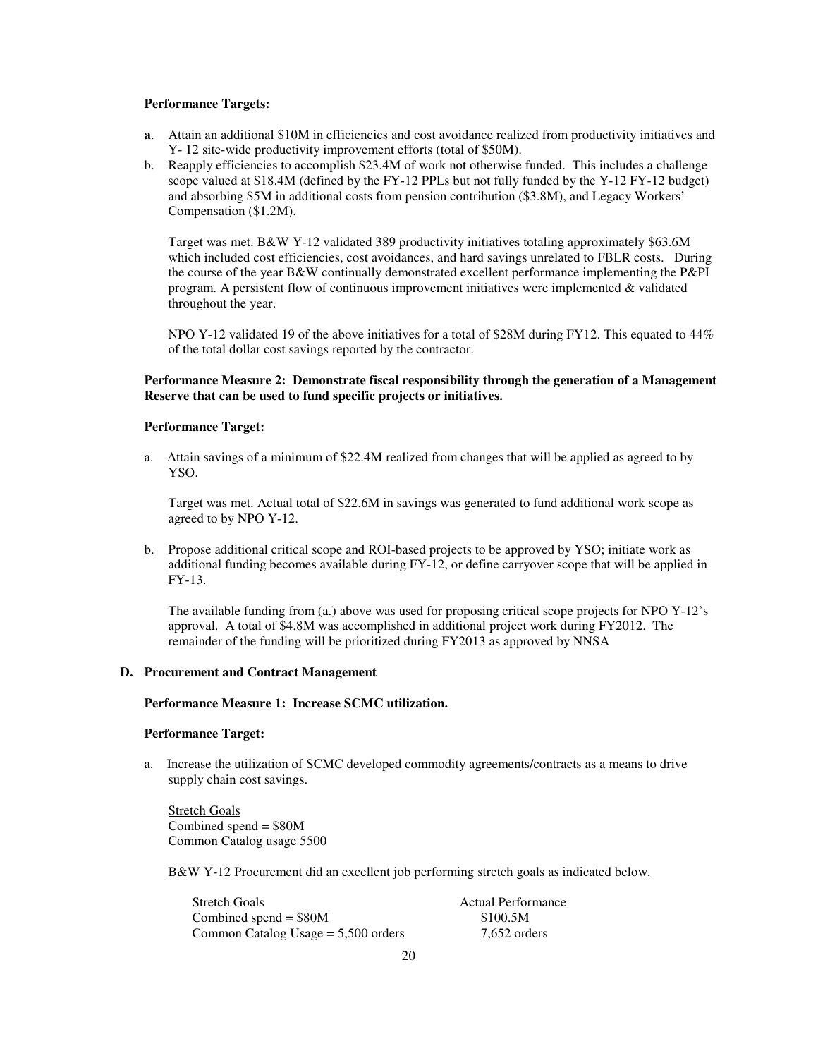**Performance Targets:**

**a**. Attain an additional $10M in efficiencies and cost avoidance realized from productivity initiatives and Y- 12 site-wide productivity improvement efforts (total of $50M).

b. Reapply efficiencies to accomplish $23.4M of work not otherwise funded. This includes a challenge scope valued at $18.4M (defined by the FY-12 PPLs but not fully funded by the Y-12 FY-12 budget) and absorbing $5M in additional costs from pension contribution ($3.8M), and Legacy Workers' Compensation ($1.2M).

   Target was met. B&W Y-12 validated 389 productivity initiatives totaling approximately $63.6M which included cost efficiencies, cost avoidances, and hard savings unrelated to FBLR costs. During the course of the year B&W continually demonstrated excellent performance implementing the P&PI program. A persistent flow of continuous improvement initiatives were implemented & validated throughout the year.

   NPO Y-12 validated 19 of the above initiatives for a total of $28M during FY12. This equated to 44% of the total dollar cost savings reported by the contractor.

**Performance Measure 2: Demonstrate fiscal responsibility through the generation of a Management Reserve that can be used to fund specific projects or initiatives.**

**Performance Target:**

a. Attain savings of a minimum of $22.4M realized from changes that will be applied as agreed to by YSO.

   Target was met. Actual total of $22.6M in savings was generated to fund additional work scope as agreed to by NPO Y-12.

b. Propose additional critical scope and ROI-based projects to be approved by YSO; initiate work as additional funding becomes available during FY-12, or define carryover scope that will be applied in FY-13.

   The available funding from (a.) above was used for proposing critical scope projects for NPO Y-12's approval. A total of $4.8M was accomplished in additional project work during FY2012. The remainder of the funding will be prioritized during FY2013 as approved by NNSA

### D. Procurement and Contract Management

**Performance Measure 1: Increase SCMC utilization.**

**Performance Target:**

a. Increase the utilization of SCMC developed commodity agreements/contracts as a means to drive supply chain cost savings.

   Stretch Goals
   Combined spend = $80M
   Common Catalog usage 5500

   B&W Y-12 Procurement did an excellent job performing stretch goals as indicated below.

| Stretch Goals | Actual Performance |
|---|---|
| Combined spend = $80M | $100.5M |
| Common Catalog Usage = 5,500 orders | 7,652 orders |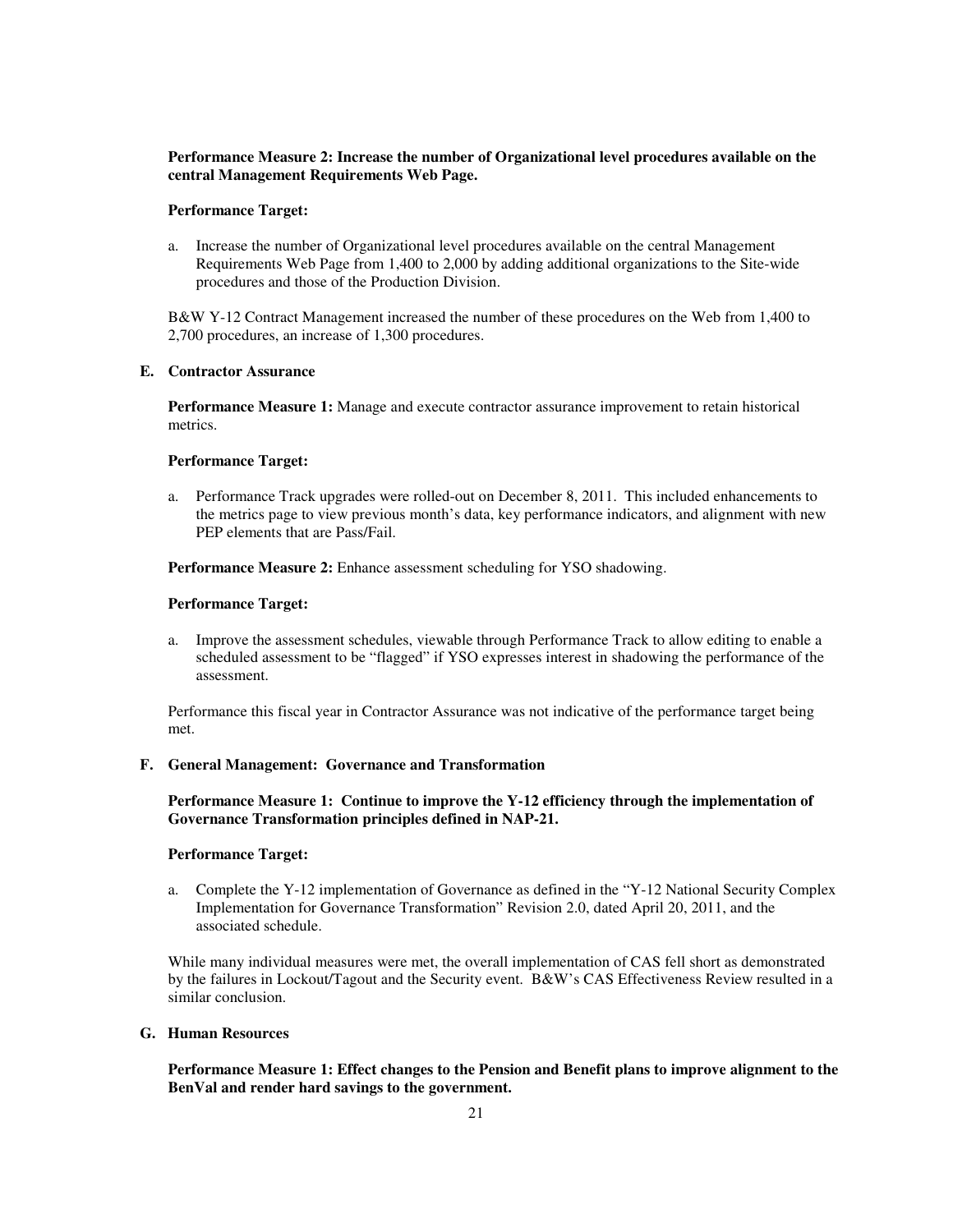**Performance Measure 2: Increase the number of Organizational level procedures available on the central Management Requirements Web Page.**

**Performance Target:**

a. Increase the number of Organizational level procedures available on the central Management Requirements Web Page from 1,400 to 2,000 by adding additional organizations to the Site-wide procedures and those of the Production Division.

B&W Y-12 Contract Management increased the number of these procedures on the Web from 1,400 to 2,700 procedures, an increase of 1,300 procedures.

**E. Contractor Assurance**

**Performance Measure 1:** Manage and execute contractor assurance improvement to retain historical metrics.

**Performance Target:**

a. Performance Track upgrades were rolled-out on December 8, 2011. This included enhancements to the metrics page to view previous month's data, key performance indicators, and alignment with new PEP elements that are Pass/Fail.

**Performance Measure 2:** Enhance assessment scheduling for YSO shadowing.

**Performance Target:**

a. Improve the assessment schedules, viewable through Performance Track to allow editing to enable a scheduled assessment to be "flagged" if YSO expresses interest in shadowing the performance of the assessment.

Performance this fiscal year in Contractor Assurance was not indicative of the performance target being met.

**F. General Management: Governance and Transformation**

**Performance Measure 1: Continue to improve the Y-12 efficiency through the implementation of Governance Transformation principles defined in NAP-21.**

**Performance Target:**

a. Complete the Y-12 implementation of Governance as defined in the "Y-12 National Security Complex Implementation for Governance Transformation" Revision 2.0, dated April 20, 2011, and the associated schedule.

While many individual measures were met, the overall implementation of CAS fell short as demonstrated by the failures in Lockout/Tagout and the Security event. B&W's CAS Effectiveness Review resulted in a similar conclusion.

**G. Human Resources**

**Performance Measure 1: Effect changes to the Pension and Benefit plans to improve alignment to the BenVal and render hard savings to the government.**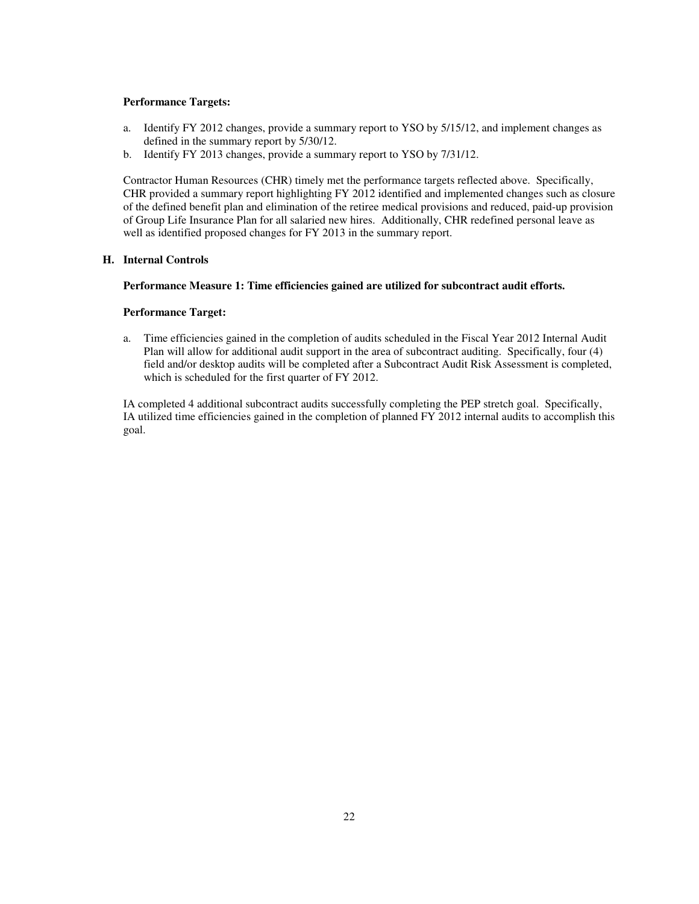**Performance Targets:**

a. Identify FY 2012 changes, provide a summary report to YSO by 5/15/12, and implement changes as defined in the summary report by 5/30/12.
b. Identify FY 2013 changes, provide a summary report to YSO by 7/31/12.

Contractor Human Resources (CHR) timely met the performance targets reflected above. Specifically, CHR provided a summary report highlighting FY 2012 identified and implemented changes such as closure of the defined benefit plan and elimination of the retiree medical provisions and reduced, paid-up provision of Group Life Insurance Plan for all salaried new hires. Additionally, CHR redefined personal leave as well as identified proposed changes for FY 2013 in the summary report.

## H. Internal Controls

**Performance Measure 1: Time efficiencies gained are utilized for subcontract audit efforts.**

**Performance Target:**

a. Time efficiencies gained in the completion of audits scheduled in the Fiscal Year 2012 Internal Audit Plan will allow for additional audit support in the area of subcontract auditing. Specifically, four (4) field and/or desktop audits will be completed after a Subcontract Audit Risk Assessment is completed, which is scheduled for the first quarter of FY 2012.

IA completed 4 additional subcontract audits successfully completing the PEP stretch goal. Specifically, IA utilized time efficiencies gained in the completion of planned FY 2012 internal audits to accomplish this goal.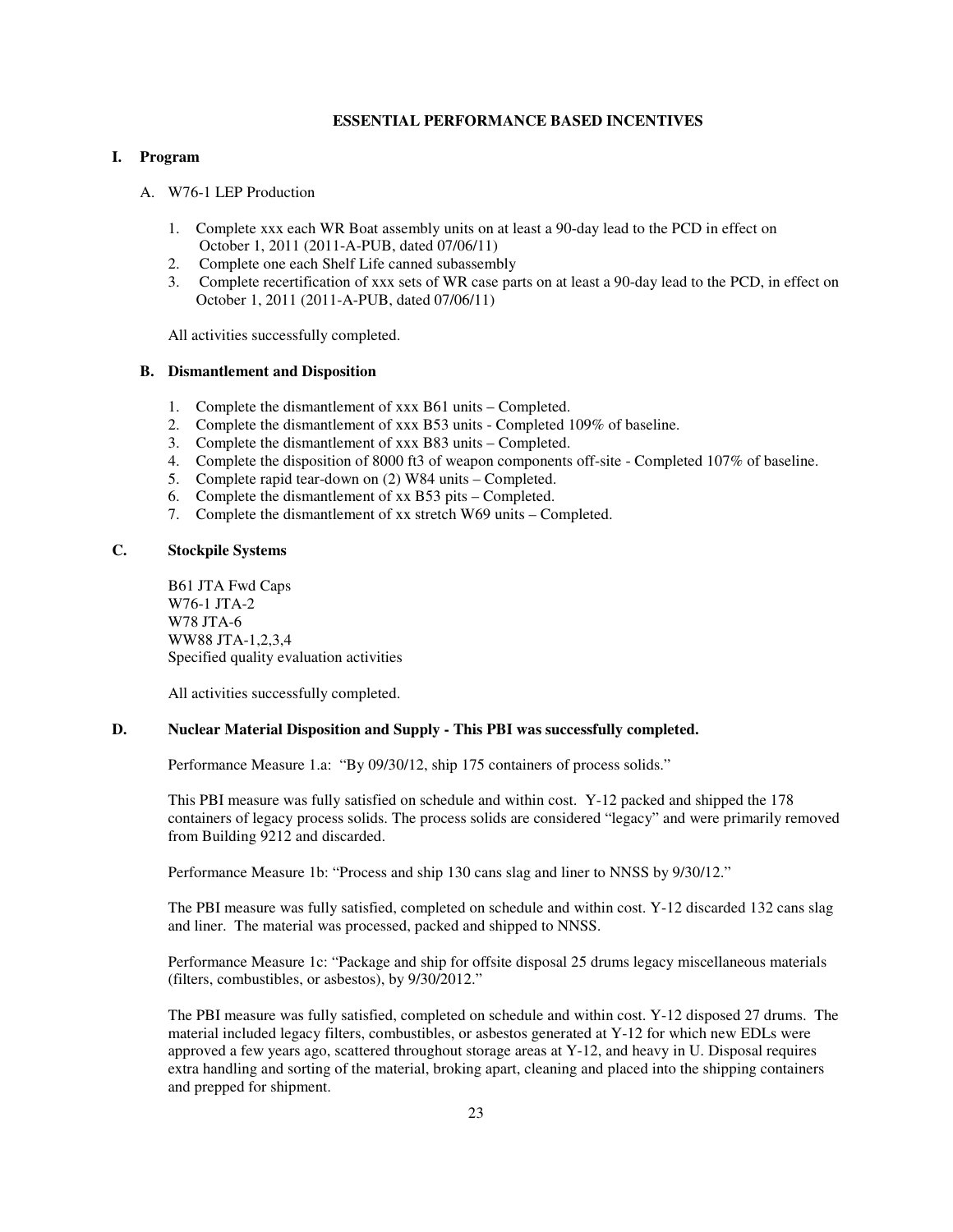**ESSENTIAL PERFORMANCE BASED INCENTIVES**

**I. Program**

A. W76-1 LEP Production

1. Complete xxx each WR Boat assembly units on at least a 90-day lead to the PCD in effect on October 1, 2011 (2011-A-PUB, dated 07/06/11)
2. Complete one each Shelf Life canned subassembly
3. Complete recertification of xxx sets of WR case parts on at least a 90-day lead to the PCD, in effect on October 1, 2011 (2011-A-PUB, dated 07/06/11)

All activities successfully completed.

**B. Dismantlement and Disposition**

1. Complete the dismantlement of xxx B61 units – Completed.
2. Complete the dismantlement of xxx B53 units - Completed 109% of baseline.
3. Complete the dismantlement of xxx B83 units – Completed.
4. Complete the disposition of 8000 ft3 of weapon components off-site - Completed 107% of baseline.
5. Complete rapid tear-down on (2) W84 units – Completed.
6. Complete the dismantlement of xx B53 pits – Completed.
7. Complete the dismantlement of xx stretch W69 units – Completed.

**C. Stockpile Systems**

B61 JTA Fwd Caps
W76-1 JTA-2
W78 JTA-6
WW88 JTA-1,2,3,4
Specified quality evaluation activities

All activities successfully completed.

**D. Nuclear Material Disposition and Supply - This PBI was successfully completed.**

Performance Measure 1.a: "By 09/30/12, ship 175 containers of process solids."

This PBI measure was fully satisfied on schedule and within cost. Y-12 packed and shipped the 178 containers of legacy process solids. The process solids are considered "legacy" and were primarily removed from Building 9212 and discarded.

Performance Measure 1b: "Process and ship 130 cans slag and liner to NNSS by 9/30/12."

The PBI measure was fully satisfied, completed on schedule and within cost. Y-12 discarded 132 cans slag and liner. The material was processed, packed and shipped to NNSS.

Performance Measure 1c: "Package and ship for offsite disposal 25 drums legacy miscellaneous materials (filters, combustibles, or asbestos), by 9/30/2012."

The PBI measure was fully satisfied, completed on schedule and within cost. Y-12 disposed 27 drums. The material included legacy filters, combustibles, or asbestos generated at Y-12 for which new EDLs were approved a few years ago, scattered throughout storage areas at Y-12, and heavy in U. Disposal requires extra handling and sorting of the material, broking apart, cleaning and placed into the shipping containers and prepped for shipment.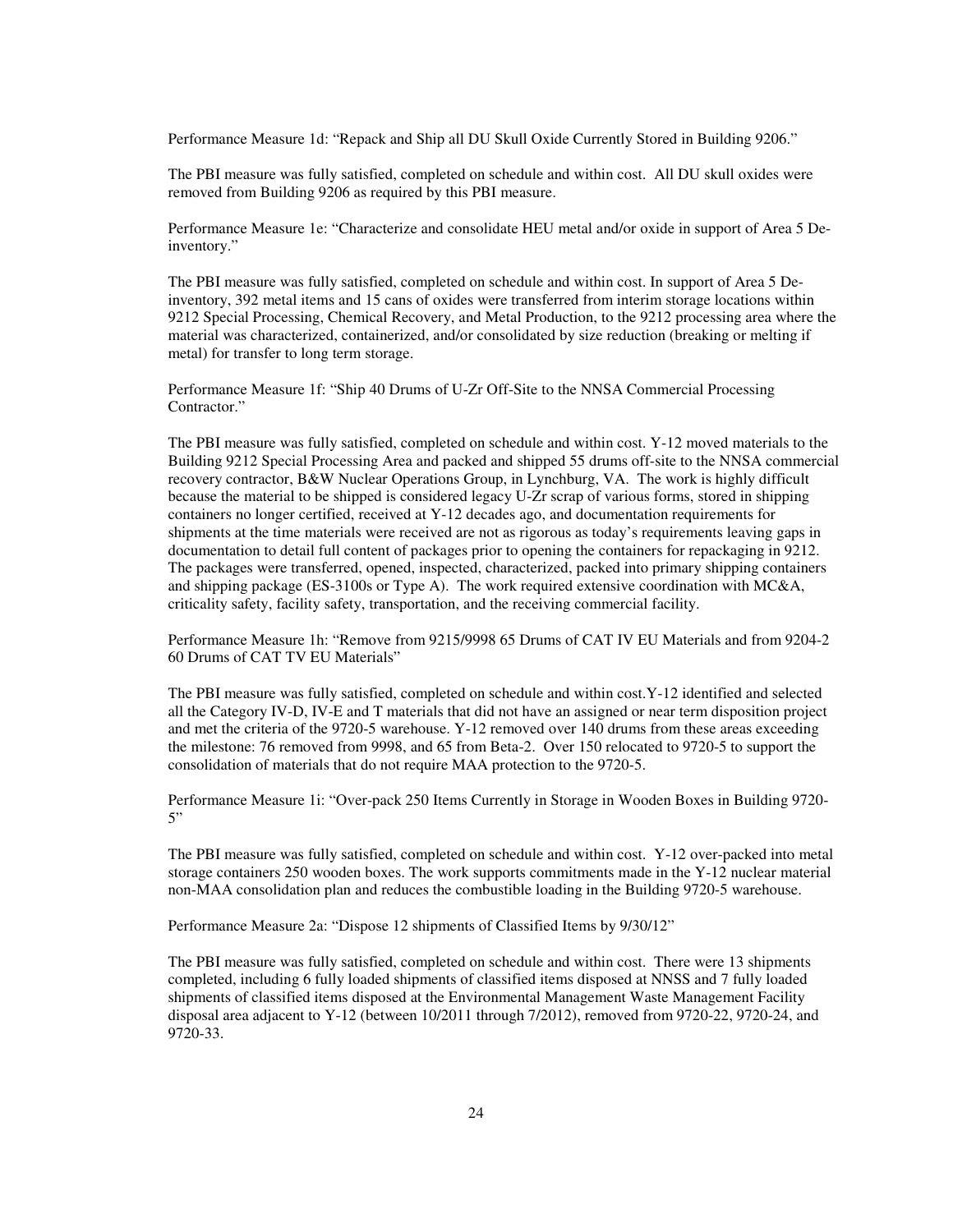Performance Measure 1d: "Repack and Ship all DU Skull Oxide Currently Stored in Building 9206."

The PBI measure was fully satisfied, completed on schedule and within cost. All DU skull oxides were removed from Building 9206 as required by this PBI measure.

Performance Measure 1e: "Characterize and consolidate HEU metal and/or oxide in support of Area 5 De-inventory."

The PBI measure was fully satisfied, completed on schedule and within cost. In support of Area 5 De-inventory, 392 metal items and 15 cans of oxides were transferred from interim storage locations within 9212 Special Processing, Chemical Recovery, and Metal Production, to the 9212 processing area where the material was characterized, containerized, and/or consolidated by size reduction (breaking or melting if metal) for transfer to long term storage.

Performance Measure 1f: "Ship 40 Drums of U-Zr Off-Site to the NNSA Commercial Processing Contractor."

The PBI measure was fully satisfied, completed on schedule and within cost. Y-12 moved materials to the Building 9212 Special Processing Area and packed and shipped 55 drums off-site to the NNSA commercial recovery contractor, B&W Nuclear Operations Group, in Lynchburg, VA. The work is highly difficult because the material to be shipped is considered legacy U-Zr scrap of various forms, stored in shipping containers no longer certified, received at Y-12 decades ago, and documentation requirements for shipments at the time materials were received are not as rigorous as today's requirements leaving gaps in documentation to detail full content of packages prior to opening the containers for repackaging in 9212. The packages were transferred, opened, inspected, characterized, packed into primary shipping containers and shipping package (ES-3100s or Type A). The work required extensive coordination with MC&A, criticality safety, facility safety, transportation, and the receiving commercial facility.

Performance Measure 1h: "Remove from 9215/9998 65 Drums of CAT IV EU Materials and from 9204-2 60 Drums of CAT TV EU Materials"

The PBI measure was fully satisfied, completed on schedule and within cost.Y-12 identified and selected all the Category IV-D, IV-E and T materials that did not have an assigned or near term disposition project and met the criteria of the 9720-5 warehouse. Y-12 removed over 140 drums from these areas exceeding the milestone: 76 removed from 9998, and 65 from Beta-2. Over 150 relocated to 9720-5 to support the consolidation of materials that do not require MAA protection to the 9720-5.

Performance Measure 1i: "Over-pack 250 Items Currently in Storage in Wooden Boxes in Building 9720-5"

The PBI measure was fully satisfied, completed on schedule and within cost. Y-12 over-packed into metal storage containers 250 wooden boxes. The work supports commitments made in the Y-12 nuclear material non-MAA consolidation plan and reduces the combustible loading in the Building 9720-5 warehouse.

Performance Measure 2a: "Dispose 12 shipments of Classified Items by 9/30/12"

The PBI measure was fully satisfied, completed on schedule and within cost. There were 13 shipments completed, including 6 fully loaded shipments of classified items disposed at NNSS and 7 fully loaded shipments of classified items disposed at the Environmental Management Waste Management Facility disposal area adjacent to Y-12 (between 10/2011 through 7/2012), removed from 9720-22, 9720-24, and 9720-33.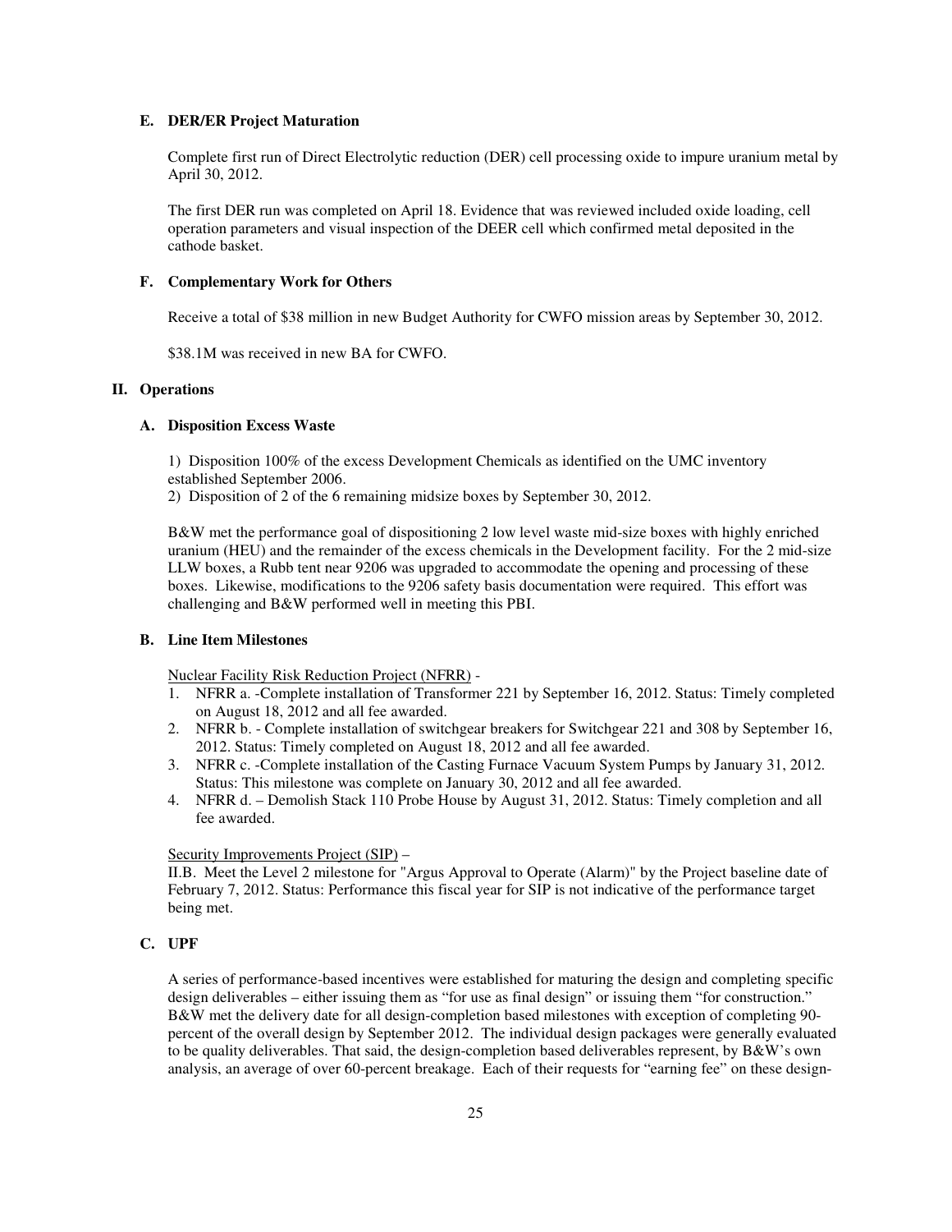### E. DER/ER Project Maturation

Complete first run of Direct Electrolytic reduction (DER) cell processing oxide to impure uranium metal by April 30, 2012.

The first DER run was completed on April 18. Evidence that was reviewed included oxide loading, cell operation parameters and visual inspection of the DEER cell which confirmed metal deposited in the cathode basket.

### F. Complementary Work for Others

Receive a total of $38 million in new Budget Authority for CWFO mission areas by September 30, 2012.

$38.1M was received in new BA for CWFO.

## II. Operations

### A. Disposition Excess Waste

1) Disposition 100% of the excess Development Chemicals as identified on the UMC inventory established September 2006.
2) Disposition of 2 of the 6 remaining midsize boxes by September 30, 2012.

B&W met the performance goal of dispositioning 2 low level waste mid-size boxes with highly enriched uranium (HEU) and the remainder of the excess chemicals in the Development facility. For the 2 mid-size LLW boxes, a Rubb tent near 9206 was upgraded to accommodate the opening and processing of these boxes. Likewise, modifications to the 9206 safety basis documentation were required. This effort was challenging and B&W performed well in meeting this PBI.

### B. Line Item Milestones

Nuclear Facility Risk Reduction Project (NFRR) -

1. NFRR a. -Complete installation of Transformer 221 by September 16, 2012. Status: Timely completed on August 18, 2012 and all fee awarded.
2. NFRR b. - Complete installation of switchgear breakers for Switchgear 221 and 308 by September 16, 2012. Status: Timely completed on August 18, 2012 and all fee awarded.
3. NFRR c. -Complete installation of the Casting Furnace Vacuum System Pumps by January 31, 2012. Status: This milestone was complete on January 30, 2012 and all fee awarded.
4. NFRR d. – Demolish Stack 110 Probe House by August 31, 2012. Status: Timely completion and all fee awarded.

Security Improvements Project (SIP) –

II.B. Meet the Level 2 milestone for "Argus Approval to Operate (Alarm)" by the Project baseline date of February 7, 2012. Status: Performance this fiscal year for SIP is not indicative of the performance target being met.

### C. UPF

A series of performance-based incentives were established for maturing the design and completing specific design deliverables – either issuing them as "for use as final design" or issuing them "for construction." B&W met the delivery date for all design-completion based milestones with exception of completing 90-percent of the overall design by September 2012. The individual design packages were generally evaluated to be quality deliverables. That said, the design-completion based deliverables represent, by B&W's own analysis, an average of over 60-percent breakage. Each of their requests for "earning fee" on these design-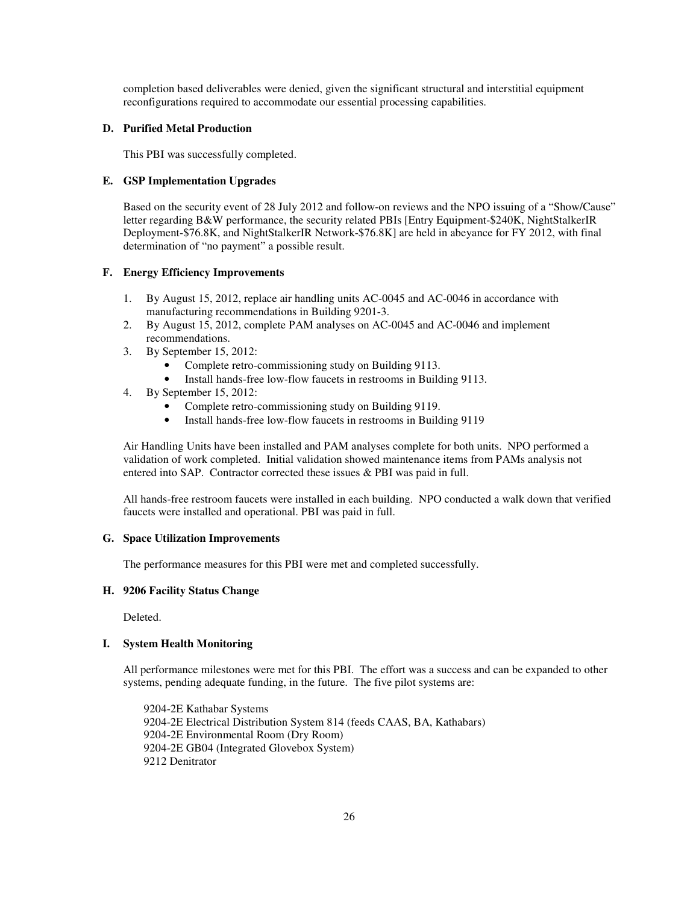completion based deliverables were denied, given the significant structural and interstitial equipment reconfigurations required to accommodate our essential processing capabilities.

#### D. Purified Metal Production

This PBI was successfully completed.

#### E. GSP Implementation Upgrades

Based on the security event of 28 July 2012 and follow-on reviews and the NPO issuing of a "Show/Cause" letter regarding B&W performance, the security related PBIs [Entry Equipment-$240K, NightStalkerIR Deployment-$76.8K, and NightStalkerIR Network-$76.8K] are held in abeyance for FY 2012, with final determination of "no payment" a possible result.

#### F. Energy Efficiency Improvements

1. By August 15, 2012, replace air handling units AC-0045 and AC-0046 in accordance with manufacturing recommendations in Building 9201-3.
2. By August 15, 2012, complete PAM analyses on AC-0045 and AC-0046 and implement recommendations.
3. By September 15, 2012:
   - Complete retro-commissioning study on Building 9113.
   - Install hands-free low-flow faucets in restrooms in Building 9113.
4. By September 15, 2012:
   - Complete retro-commissioning study on Building 9119.
   - Install hands-free low-flow faucets in restrooms in Building 9119

Air Handling Units have been installed and PAM analyses complete for both units. NPO performed a validation of work completed. Initial validation showed maintenance items from PAMs analysis not entered into SAP. Contractor corrected these issues & PBI was paid in full.

All hands-free restroom faucets were installed in each building. NPO conducted a walk down that verified faucets were installed and operational. PBI was paid in full.

#### G. Space Utilization Improvements

The performance measures for this PBI were met and completed successfully.

#### H. 9206 Facility Status Change

Deleted.

#### I. System Health Monitoring

All performance milestones were met for this PBI. The effort was a success and can be expanded to other systems, pending adequate funding, in the future. The five pilot systems are:

9204-2E Kathabar Systems
9204-2E Electrical Distribution System 814 (feeds CAAS, BA, Kathabars)
9204-2E Environmental Room (Dry Room)
9204-2E GB04 (Integrated Glovebox System)
9212 Denitrator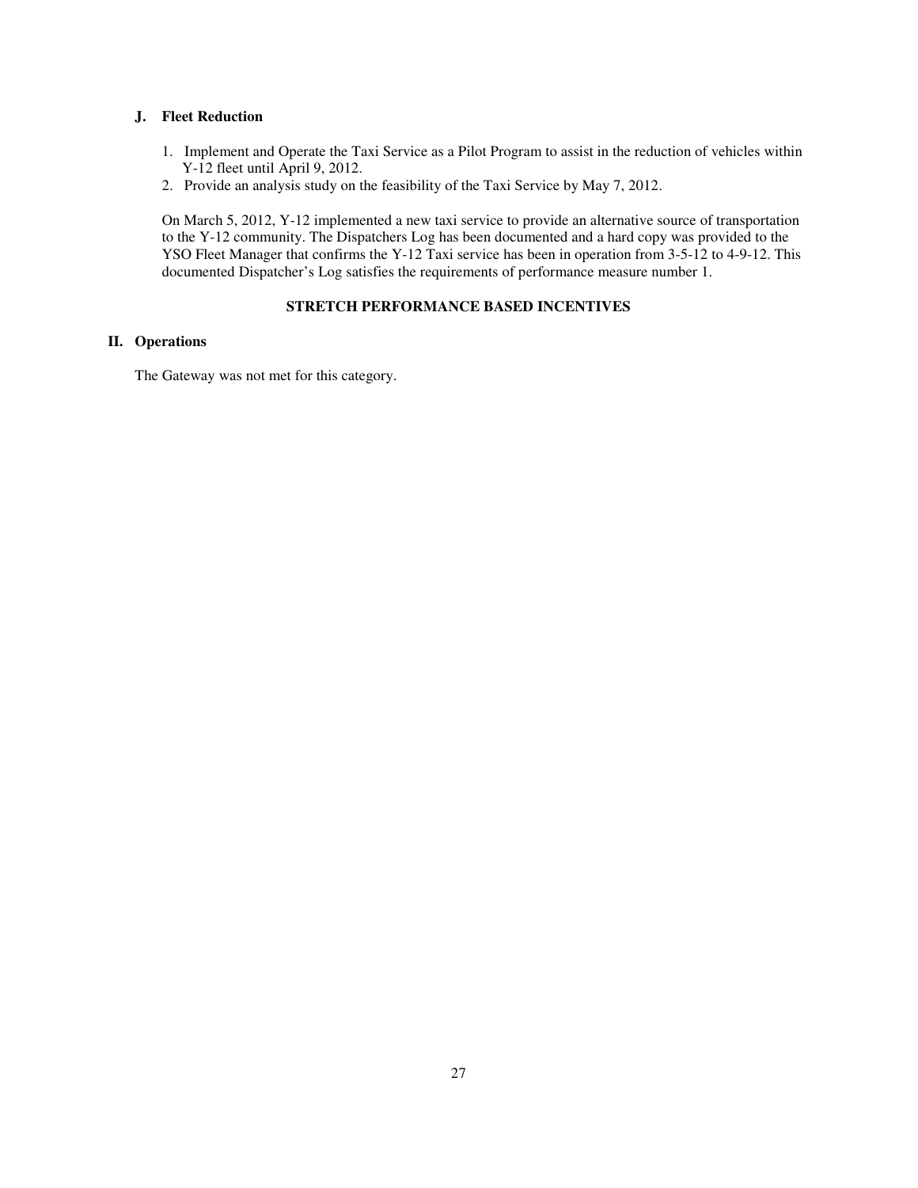### J. Fleet Reduction

1. Implement and Operate the Taxi Service as a Pilot Program to assist in the reduction of vehicles within Y-12 fleet until April 9, 2012.
2. Provide an analysis study on the feasibility of the Taxi Service by May 7, 2012.

On March 5, 2012, Y-12 implemented a new taxi service to provide an alternative source of transportation to the Y-12 community. The Dispatchers Log has been documented and a hard copy was provided to the YSO Fleet Manager that confirms the Y-12 Taxi service has been in operation from 3-5-12 to 4-9-12. This documented Dispatcher's Log satisfies the requirements of performance measure number 1.

**STRETCH PERFORMANCE BASED INCENTIVES**

## II. Operations

The Gateway was not met for this category.